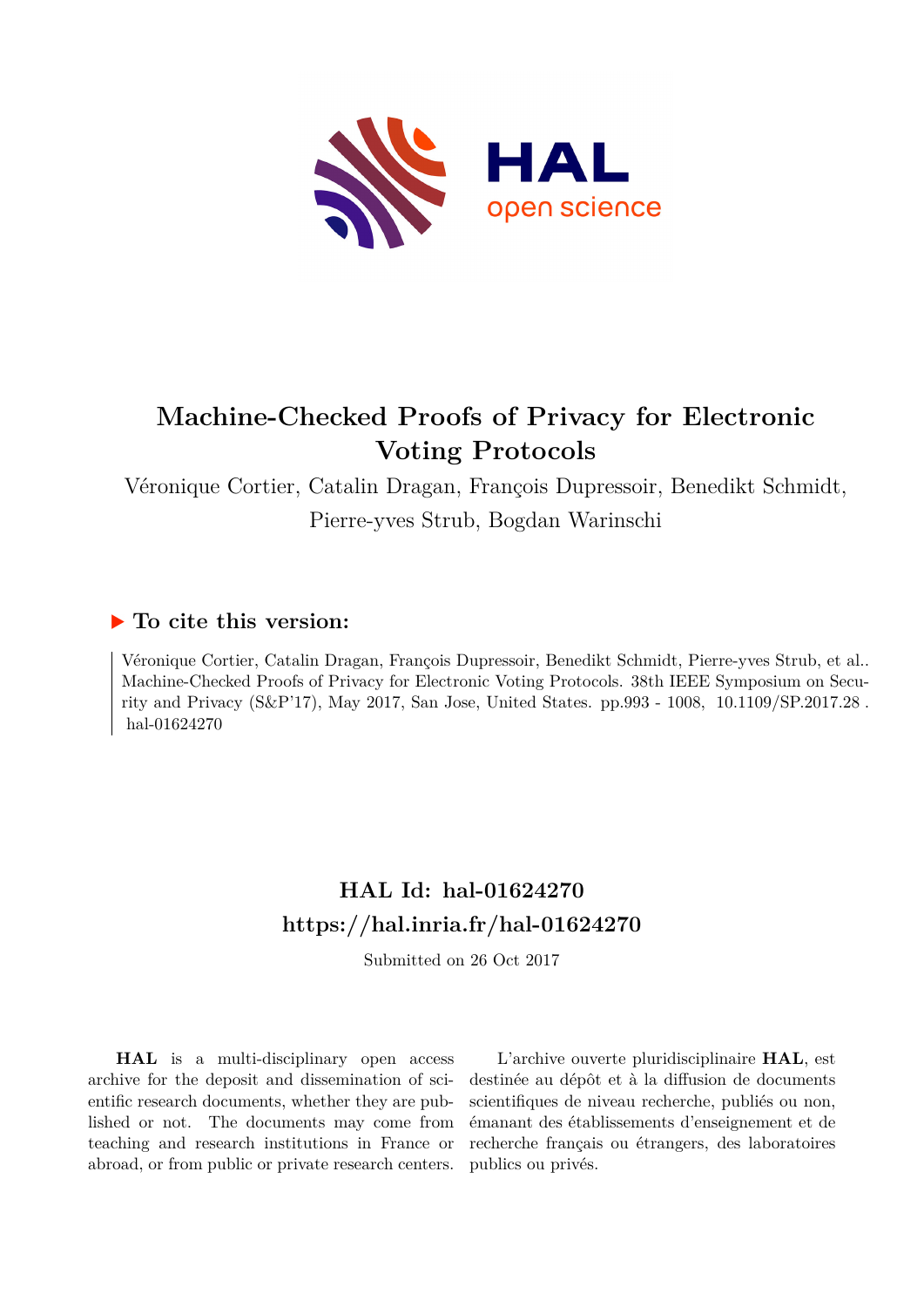# Machine-Checked Proofs of Privacy for Electronic Voting Protocols

Véronique Cortier, Catalin Dragan, François Dupressoir, Benedikt Schmidt, Pierre-yves Strub, Bogdan Warinschi

## ▶ To cite this version:

Véronique Cortier, Catalin Dragan, François Dupressoir, Benedikt Schmidt, Pierre-yves Strub, et al.. Machine-Checked Proofs of Privacy for Electronic Voting Protocols. 38th IEEE Symposium on Security and Privacy (S&P'17), May 2017, San Jose, United States. pp.993 - 1008, 10.1109/SP.2017.28. hal-01624270

## HAL Id: hal-01624270
## https://hal.inria.fr/hal-01624270

Submitted on 26 Oct 2017

**HAL** is a multi-disciplinary open access archive for the deposit and dissemination of scientific research documents, whether they are published or not. The documents may come from teaching and research institutions in France or abroad, or from public or private research centers.

L'archive ouverte pluridisciplinaire **HAL**, est destinée au dépôt et à la diffusion de documents scientifiques de niveau recherche, publiés ou non, émanant des établissements d'enseignement et de recherche français ou étrangers, des laboratoires publics ou privés.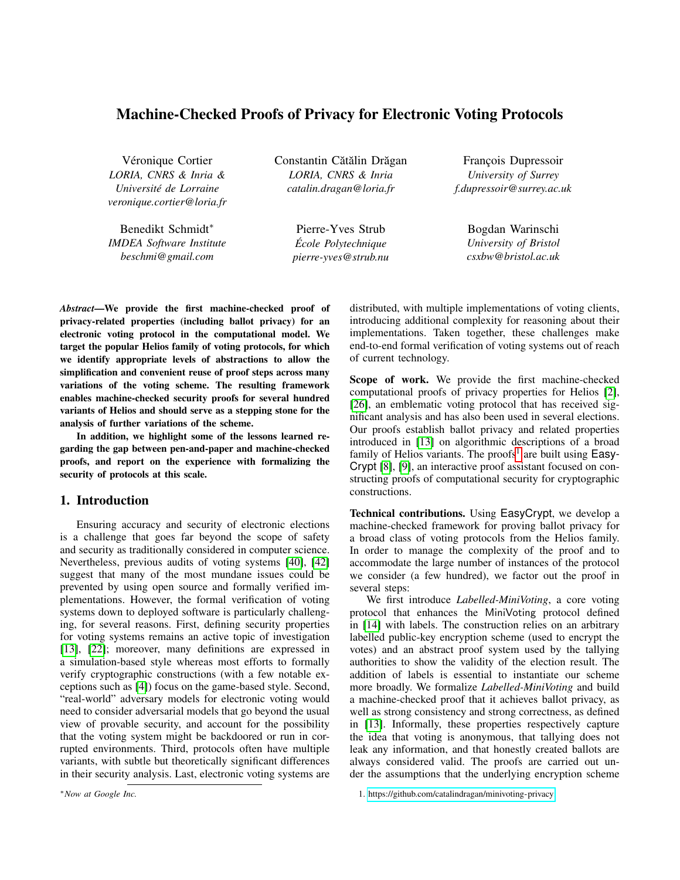# Machine-Checked Proofs of Privacy for Electronic Voting Protocols

Véronique Cortier
*LORIA, CNRS & Inria & Université de Lorraine*
*veronique.cortier@loria.fr*

Constantin Cătălin Drăgan
*LORIA, CNRS & Inria*
*catalin.dragan@loria.fr*

François Dupressoir
*University of Surrey*
*f.dupressoir@surrey.ac.uk*

Benedikt Schmidt*
*IMDEA Software Institute*
*beschmi@gmail.com*

Pierre-Yves Strub
*École Polytechnique*
*pierre-yves@strub.nu*

Bogdan Warinschi
*University of Bristol*
*csxbw@bristol.ac.uk*

***Abstract*—We provide the first machine-checked proof of privacy-related properties (including ballot privacy) for an electronic voting protocol in the computational model. We target the popular Helios family of voting protocols, for which we identify appropriate levels of abstractions to allow the simplification and convenient reuse of proof steps across many variations of the voting scheme. The resulting framework enables machine-checked security proofs for several hundred variants of Helios and should serve as a stepping stone for the analysis of further variations of the scheme.**

**In addition, we highlight some of the lessons learned regarding the gap between pen-and-paper and machine-checked proofs, and report on the experience with formalizing the security of protocols at this scale.**

## 1. Introduction

Ensuring accuracy and security of electronic elections is a challenge that goes far beyond the scope of safety and security as traditionally considered in computer science. Nevertheless, previous audits of voting systems [40], [42] suggest that many of the most mundane issues could be prevented by using open source and formally verified implementations. However, the formal verification of voting systems down to deployed software is particularly challenging, for several reasons. First, defining security properties for voting systems remains an active topic of investigation [13], [22]; moreover, many definitions are expressed in a simulation-based style whereas most efforts to formally verify cryptographic constructions (with a few notable exceptions such as [4]) focus on the game-based style. Second, "real-world" adversary models for electronic voting would need to consider adversarial models that go beyond the usual view of provable security, and account for the possibility that the voting system might be backdoored or run in corrupted environments. Third, protocols often have multiple variants, with subtle but theoretically significant differences in their security analysis. Last, electronic voting systems are distributed, with multiple implementations of voting clients, introducing additional complexity for reasoning about their implementations. Taken together, these challenges make end-to-end formal verification of voting systems out of reach of current technology.

**Scope of work.** We provide the first machine-checked computational proofs of privacy properties for Helios [2], [26], an emblematic voting protocol that has received significant analysis and has also been used in several elections. Our proofs establish ballot privacy and related properties introduced in [13] on algorithmic descriptions of a broad family of Helios variants. The proofs[1] are built using EasyCrypt [8], [9], an interactive proof assistant focused on constructing proofs of computational security for cryptographic constructions.

**Technical contributions.** Using EasyCrypt, we develop a machine-checked framework for proving ballot privacy for a broad class of voting protocols from the Helios family. In order to manage the complexity of the proof and to accommodate the large number of instances of the protocol we consider (a few hundred), we factor out the proof in several steps:

We first introduce *Labelled-MiniVoting*, a core voting protocol that enhances the MiniVoting protocol defined in [14] with labels. The construction relies on an arbitrary labelled public-key encryption scheme (used to encrypt the votes) and an abstract proof system used by the tallying authorities to show the validity of the election result. The addition of labels is essential to instantiate our scheme more broadly. We formalize *Labelled-MiniVoting* and build a machine-checked proof that it achieves ballot privacy, as well as strong consistency and strong correctness, as defined in [13]. Informally, these properties respectively capture the idea that voting is anonymous, that tallying does not leak any information, and that honestly created ballots are always considered valid. The proofs are carried out under the assumptions that the underlying encryption scheme

*Now at Google Inc.

1. https://github.com/catalindragan/minivoting-privacy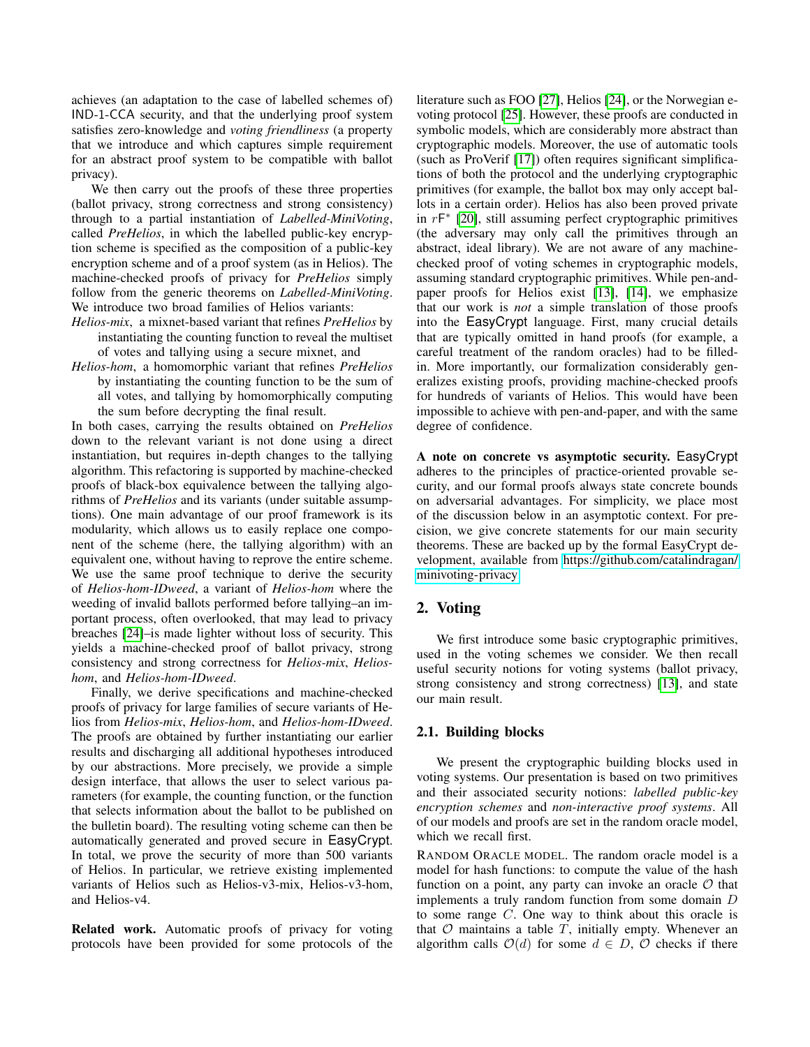achieves (an adaptation to the case of labelled schemes of) IND-1-CCA security, and that the underlying proof system satisfies zero-knowledge and *voting friendliness* (a property that we introduce and which captures simple requirement for an abstract proof system to be compatible with ballot privacy).

We then carry out the proofs of these three properties (ballot privacy, strong correctness and strong consistency) through to a partial instantiation of *Labelled-MiniVoting*, called *PreHelios*, in which the labelled public-key encryption scheme is specified as the composition of a public-key encryption scheme and of a proof system (as in Helios). The machine-checked proofs of privacy for *PreHelios* simply follow from the generic theorems on *Labelled-MiniVoting*. We introduce two broad families of Helios variants:

*Helios-mix*, a mixnet-based variant that refines *PreHelios* by instantiating the counting function to reveal the multiset of votes and tallying using a secure mixnet, and

*Helios-hom*, a homomorphic variant that refines *PreHelios* by instantiating the counting function to be the sum of all votes, and tallying by homomorphically computing the sum before decrypting the final result.

In both cases, carrying the results obtained on *PreHelios* down to the relevant variant is not done using a direct instantiation, but requires in-depth changes to the tallying algorithm. This refactoring is supported by machine-checked proofs of black-box equivalence between the tallying algorithms of *PreHelios* and its variants (under suitable assumptions). One main advantage of our proof framework is its modularity, which allows us to easily replace one component of the scheme (here, the tallying algorithm) with an equivalent one, without having to reprove the entire scheme. We use the same proof technique to derive the security of *Helios-hom-IDweed*, a variant of *Helios-hom* where the weeding of invalid ballots performed before tallying–an important process, often overlooked, that may lead to privacy breaches [24]–is made lighter without loss of security. This yields a machine-checked proof of ballot privacy, strong consistency and strong correctness for *Helios-mix*, *Helios-hom*, and *Helios-hom-IDweed*.

Finally, we derive specifications and machine-checked proofs of privacy for large families of secure variants of Helios from *Helios-mix*, *Helios-hom*, and *Helios-hom-IDweed*. The proofs are obtained by further instantiating our earlier results and discharging all additional hypotheses introduced by our abstractions. More precisely, we provide a simple design interface, that allows the user to select various parameters (for example, the counting function, or the function that selects information about the ballot to be published on the bulletin board). The resulting voting scheme can then be automatically generated and proved secure in EasyCrypt. In total, we prove the security of more than 500 variants of Helios. In particular, we retrieve existing implemented variants of Helios such as Helios-v3-mix, Helios-v3-hom, and Helios-v4.

**Related work.** Automatic proofs of privacy for voting protocols have been provided for some protocols of the literature such as FOO [27], Helios [24], or the Norwegian e-voting protocol [25]. However, these proofs are conducted in symbolic models, which are considerably more abstract than cryptographic models. Moreover, the use of automatic tools (such as ProVerif [17]) often requires significant simplifications of both the protocol and the underlying cryptographic primitives (for example, the ballot box may only accept ballots in a certain order). Helios has also been proved private in $r\mathsf{F}^*$ [20], still assuming perfect cryptographic primitives (the adversary may only call the primitives through an abstract, ideal library). We are not aware of any machine-checked proof of voting schemes in cryptographic models, assuming standard cryptographic primitives. While pen-and-paper proofs for Helios exist [13], [14], we emphasize that our work is *not* a simple translation of those proofs into the EasyCrypt language. First, many crucial details that are typically omitted in hand proofs (for example, a careful treatment of the random oracles) had to be filled-in. More importantly, our formalization considerably generalizes existing proofs, providing machine-checked proofs for hundreds of variants of Helios. This would have been impossible to achieve with pen-and-paper, and with the same degree of confidence.

**A note on concrete vs asymptotic security.** EasyCrypt adheres to the principles of practice-oriented provable security, and our formal proofs always state concrete bounds on adversarial advantages. For simplicity, we place most of the discussion below in an asymptotic context. For precision, we give concrete statements for our main security theorems. These are backed up by the formal EasyCrypt development, available from https://github.com/catalindragan/minivoting-privacy.

## 2. Voting

We first introduce some basic cryptographic primitives, used in the voting schemes we consider. We then recall useful security notions for voting systems (ballot privacy, strong consistency and strong correctness) [13], and state our main result.

### 2.1. Building blocks

We present the cryptographic building blocks used in voting systems. Our presentation is based on two primitives and their associated security notions: *labelled public-key encryption schemes* and *non-interactive proof systems*. All of our models and proofs are set in the random oracle model, which we recall first.

RANDOM ORACLE MODEL. The random oracle model is a model for hash functions: to compute the value of the hash function on a point, any party can invoke an oracle $\mathcal{O}$ that implements a truly random function from some domain $D$ to some range $C$. One way to think about this oracle is that $\mathcal{O}$ maintains a table $T$, initially empty. Whenever an algorithm calls $\mathcal{O}(d)$ for some $d \in D$, $\mathcal{O}$ checks if there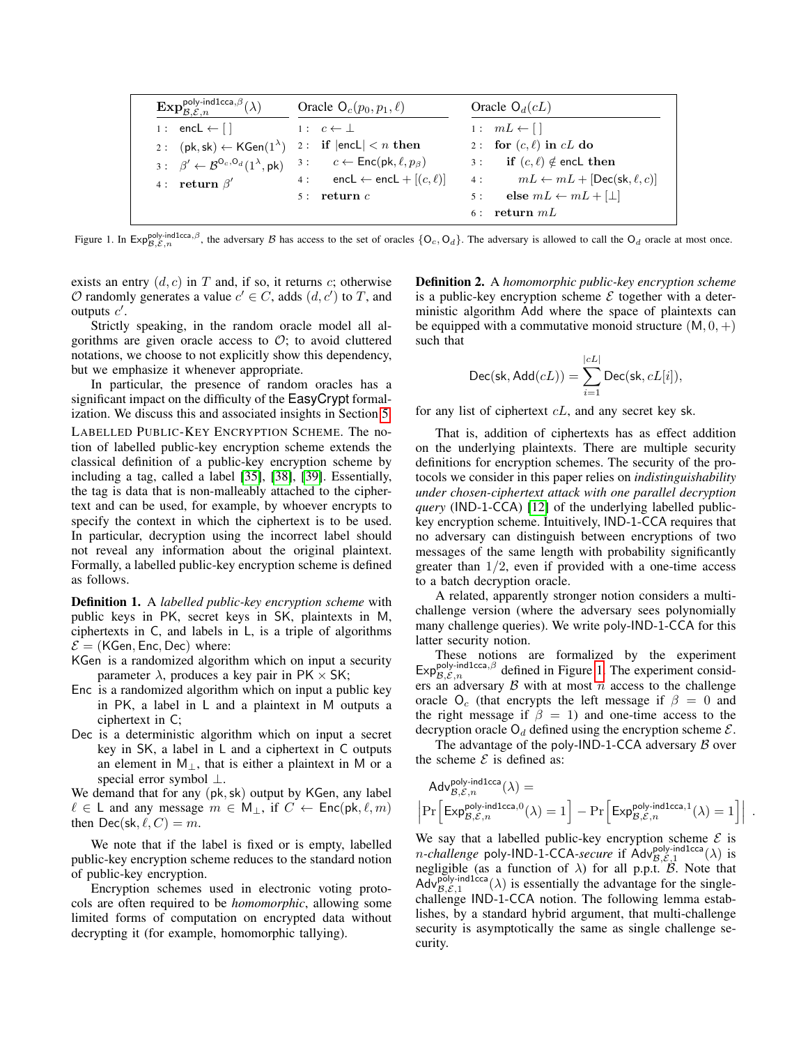| $\mathbf{Exp}^{\text{poly-ind1cca},\beta}_{\mathcal{B},\mathcal{E},n}(\lambda)$ | Oracle $\mathsf{O}_c(p_0, p_1, \ell)$ | Oracle $\mathsf{O}_d(cL)$ |
|---|---|---|
| 1 : $\mathsf{encL} \leftarrow [\,]$ | 1 : $c \leftarrow \bot$ | 1 : $mL \leftarrow [\,]$ |
| 2 : $(\mathsf{pk}, \mathsf{sk}) \leftarrow \mathsf{KGen}(1^\lambda)$ | 2 : **if** $\lvert\mathsf{encL}\rvert < n$ **then** | 2 : **for** $(c, \ell)$ **in** $cL$ **do** |
| 3 : $\beta' \leftarrow \mathcal{B}^{\mathsf{O}_c,\mathsf{O}_d}(1^\lambda, \mathsf{pk})$ | 3 : $\quad c \leftarrow \mathsf{Enc}(\mathsf{pk}, \ell, p_\beta)$ | 3 : $\quad$ **if** $(c, \ell) \notin \mathsf{encL}$ **then** |
| 4 : **return** $\beta'$ | 4 : $\quad \mathsf{encL} \leftarrow \mathsf{encL} + [(c, \ell)]$ | 4 : $\quad\quad mL \leftarrow mL + [\mathsf{Dec}(\mathsf{sk}, \ell, c)]$ |
| | 5 : **return** $c$ | 5 : $\quad$ **else** $mL \leftarrow mL + [\bot]$ |
| | | 6 : **return** $mL$ |

Figure 1. In $\mathsf{Exp}^{\text{poly-ind1cca},\beta}_{\mathcal{B},\mathcal{E},n}$, the adversary $\mathcal{B}$ has access to the set of oracles $\{\mathsf{O}_c, \mathsf{O}_d\}$. The adversary is allowed to call the $\mathsf{O}_d$ oracle at most once.

exists an entry $(d, c)$ in $T$ and, if so, it returns $c$; otherwise $\mathcal{O}$ randomly generates a value $c' \in C$, adds $(d, c')$ to $T$, and outputs $c'$.

Strictly speaking, in the random oracle model all algorithms are given oracle access to $\mathcal{O}$; to avoid cluttered notations, we choose to not explicitly show this dependency, but we emphasize it whenever appropriate.

In particular, the presence of random oracles has a significant impact on the difficulty of the EasyCrypt formalization. We discuss this and associated insights in Section 5.

LABELLED PUBLIC-KEY ENCRYPTION SCHEME. The notion of labelled public-key encryption scheme extends the classical definition of a public-key encryption scheme by including a tag, called a label [35], [38], [39]. Essentially, the tag is data that is non-malleably attached to the ciphertext and can be used, for example, by whoever encrypts to specify the context in which the ciphertext is to be used. In particular, decryption using the incorrect label should not reveal any information about the original plaintext. Formally, a labelled public-key encryption scheme is defined as follows.

**Definition 1.** A *labelled public-key encryption scheme* with public keys in PK, secret keys in SK, plaintexts in M, ciphertexts in C, and labels in L, is a triple of algorithms $\mathcal{E} = (\mathsf{KGen}, \mathsf{Enc}, \mathsf{Dec})$ where:

- KGen is a randomized algorithm which on input a security parameter $\lambda$, produces a key pair in $\mathsf{PK} \times \mathsf{SK}$;
- Enc is a randomized algorithm which on input a public key in PK, a label in L and a plaintext in M outputs a ciphertext in C;
- Dec is a deterministic algorithm which on input a secret key in SK, a label in L and a ciphertext in C outputs an element in $\mathsf{M}_\bot$, that is either a plaintext in M or a special error symbol $\bot$.

We demand that for any $(\mathsf{pk}, \mathsf{sk})$ output by KGen, any label $\ell \in \mathsf{L}$ and any message $m \in \mathsf{M}_\bot$, if $C \leftarrow \mathsf{Enc}(\mathsf{pk}, \ell, m)$ then $\mathsf{Dec}(\mathsf{sk}, \ell, C) = m$.

We note that if the label is fixed or is empty, labelled public-key encryption scheme reduces to the standard notion of public-key encryption.

Encryption schemes used in electronic voting protocols are often required to be *homomorphic*, allowing some limited forms of computation on encrypted data without decrypting it (for example, homomorphic tallying).

**Definition 2.** A *homomorphic public-key encryption scheme* is a public-key encryption scheme $\mathcal{E}$ together with a deterministic algorithm Add where the space of plaintexts can be equipped with a commutative monoid structure $(\mathsf{M}, 0, +)$ such that

$$\mathsf{Dec}(\mathsf{sk}, \mathsf{Add}(cL)) = \sum_{i=1}^{|cL|} \mathsf{Dec}(\mathsf{sk}, cL[i]),$$

for any list of ciphertext $cL$, and any secret key sk.

That is, addition of ciphertexts has as effect addition on the underlying plaintexts. There are multiple security definitions for encryption schemes. The security of the protocols we consider in this paper relies on *indistinguishability under chosen-ciphertext attack with one parallel decryption query* (IND-1-CCA) [12] of the underlying labelled public-key encryption scheme. Intuitively, IND-1-CCA requires that no adversary can distinguish between encryptions of two messages of the same length with probability significantly greater than $1/2$, even if provided with a one-time access to a batch decryption oracle.

A related, apparently stronger notion considers a multi-challenge version (where the adversary sees polynomially many challenge queries). We write poly-IND-1-CCA for this latter security notion.

These notions are formalized by the experiment $\mathsf{Exp}^{\text{poly-ind1cca},\beta}_{\mathcal{B},\mathcal{E},n}$ defined in Figure 1. The experiment considers an adversary $\mathcal{B}$ with at most $n$ access to the challenge oracle $\mathsf{O}_c$ (that encrypts the left message if $\beta = 0$ and the right message if $\beta = 1$) and one-time access to the decryption oracle $\mathsf{O}_d$ defined using the encryption scheme $\mathcal{E}$.

The advantage of the poly-IND-1-CCA adversary $\mathcal{B}$ over the scheme $\mathcal{E}$ is defined as:

$$\mathsf{Adv}^{\text{poly-ind1cca}}_{\mathcal{B},\mathcal{E},n}(\lambda) = \left| \Pr\left[\mathsf{Exp}^{\text{poly-ind1cca},0}_{\mathcal{B},\mathcal{E},n}(\lambda) = 1\right] - \Pr\left[\mathsf{Exp}^{\text{poly-ind1cca},1}_{\mathcal{B},\mathcal{E},n}(\lambda) = 1\right] \right| .$$

We say that a labelled public-key encryption scheme $\mathcal{E}$ is *$n$-challenge* poly-IND-1-CCA*-secure* if $\mathsf{Adv}^{\text{poly-ind1cca}}_{\mathcal{B},\mathcal{E},1}(\lambda)$ is negligible (as a function of $\lambda$) for all p.p.t. $\mathcal{B}$. Note that $\mathsf{Adv}^{\text{poly-ind1cca}}_{\mathcal{B},\mathcal{E},1}(\lambda)$ is essentially the advantage for the single-challenge IND-1-CCA notion. The following lemma establishes, by a standard hybrid argument, that multi-challenge security is asymptotically the same as single challenge security.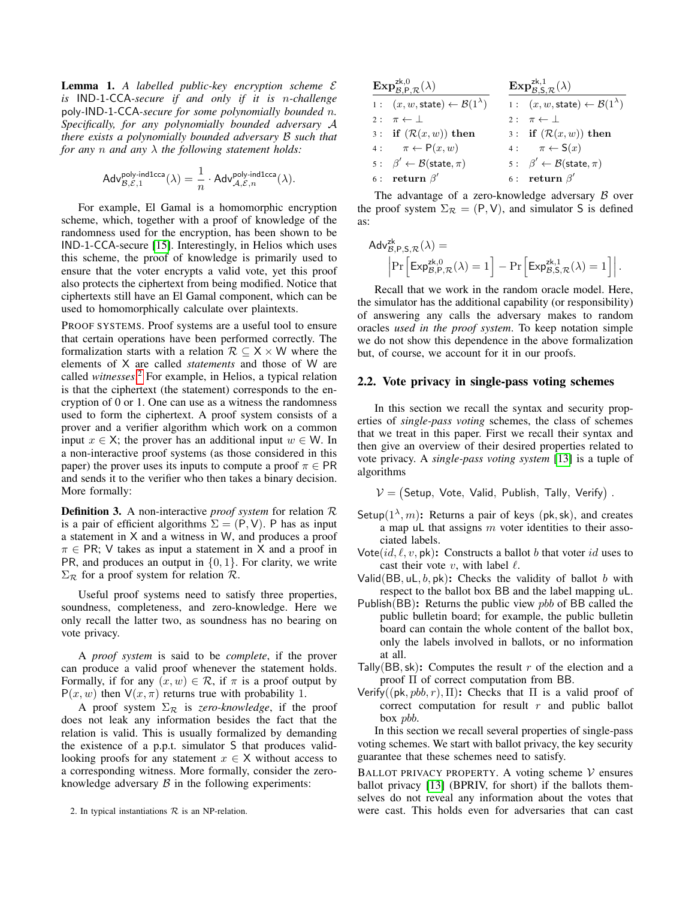**Lemma 1.** *A labelled public-key encryption scheme $\mathcal{E}$ is* IND-1-CCA*-secure if and only if it is $n$-challenge* poly-IND-1-CCA*-secure for some polynomially bounded $n$. Specifically, for any polynomially bounded adversary $\mathcal{A}$ there exists a polynomially bounded adversary $\mathcal{B}$ such that for any $n$ and any $\lambda$ the following statement holds:*

$$\mathsf{Adv}^{\mathsf{poly\text{-}ind1cca}}_{\mathcal{B},\mathcal{E},1}(\lambda) = \frac{1}{n} \cdot \mathsf{Adv}^{\mathsf{poly\text{-}ind1cca}}_{\mathcal{A},\mathcal{E},n}(\lambda).$$

For example, El Gamal is a homomorphic encryption scheme, which, together with a proof of knowledge of the randomness used for the encryption, has been shown to be IND-1-CCA-secure [15]. Interestingly, in Helios which uses this scheme, the proof of knowledge is primarily used to ensure that the voter encrypts a valid vote, yet this proof also protects the ciphertext from being modified. Notice that ciphertexts still have an El Gamal component, which can be used to homomorphically calculate over plaintexts.

PROOF SYSTEMS. Proof systems are a useful tool to ensure that certain operations have been performed correctly. The formalization starts with a relation $\mathcal{R} \subseteq \mathsf{X} \times \mathsf{W}$ where the elements of $\mathsf{X}$ are called *statements* and those of $\mathsf{W}$ are called *witnesses*.[2] For example, in Helios, a typical relation is that the ciphertext (the statement) corresponds to the encryption of 0 or 1. One can use as a witness the randomness used to form the ciphertext. A proof system consists of a prover and a verifier algorithm which work on a common input $x \in \mathsf{X}$; the prover has an additional input $w \in \mathsf{W}$. In a non-interactive proof systems (as those considered in this paper) the prover uses its inputs to compute a proof $\pi \in \mathsf{PR}$ and sends it to the verifier who then takes a binary decision. More formally:

**Definition 3.** A non-interactive *proof system* for relation $\mathcal{R}$ is a pair of efficient algorithms $\Sigma = (\mathsf{P}, \mathsf{V})$. $\mathsf{P}$ has as input a statement in $\mathsf{X}$ and a witness in $\mathsf{W}$, and produces a proof $\pi \in \mathsf{PR}$; $\mathsf{V}$ takes as input a statement in $\mathsf{X}$ and a proof in $\mathsf{PR}$, and produces an output in $\{0, 1\}$. For clarity, we write $\Sigma_{\mathcal{R}}$ for a proof system for relation $\mathcal{R}$.

Useful proof systems need to satisfy three properties, soundness, completeness, and zero-knowledge. Here we only recall the latter two, as soundness has no bearing on vote privacy.

A *proof system* is said to be *complete*, if the prover can produce a valid proof whenever the statement holds. Formally, if for any $(x, w) \in \mathcal{R}$, if $\pi$ is a proof output by $\mathsf{P}(x, w)$ then $\mathsf{V}(x, \pi)$ returns true with probability 1.

A proof system $\Sigma_{\mathcal{R}}$ is *zero-knowledge*, if the proof does not leak any information besides the fact that the relation is valid. This is usually formalized by demanding the existence of a p.p.t. simulator $\mathsf{S}$ that produces valid-looking proofs for any statement $x \in \mathsf{X}$ without access to a corresponding witness. More formally, consider the zero-knowledge adversary $\mathcal{B}$ in the following experiments:

2. In typical instantiations $\mathcal{R}$ is an NP-relation.

| $\mathbf{Exp}^{\mathsf{zk},0}_{\mathcal{B},\mathsf{P},\mathcal{R}}(\lambda)$ | $\mathbf{Exp}^{\mathsf{zk},1}_{\mathcal{B},\mathsf{S},\mathcal{R}}(\lambda)$ |
|---|---|
| 1 : $(x, w, \mathsf{state}) \leftarrow \mathcal{B}(1^\lambda)$ | 1 : $(x, w, \mathsf{state}) \leftarrow \mathcal{B}(1^\lambda)$ |
| 2 : $\pi \leftarrow \perp$ | 2 : $\pi \leftarrow \perp$ |
| 3 : **if** $(\mathcal{R}(x, w))$ **then** | 3 : **if** $(\mathcal{R}(x, w))$ **then** |
| 4 : $\quad\pi \leftarrow \mathsf{P}(x, w)$ | 4 : $\quad\pi \leftarrow \mathsf{S}(x)$ |
| 5 : $\beta' \leftarrow \mathcal{B}(\mathsf{state}, \pi)$ | 5 : $\beta' \leftarrow \mathcal{B}(\mathsf{state}, \pi)$ |
| 6 : **return** $\beta'$ | 6 : **return** $\beta'$ |

The advantage of a zero-knowledge adversary $\mathcal{B}$ over the proof system $\Sigma_{\mathcal{R}} = (\mathsf{P}, \mathsf{V})$, and simulator $\mathsf{S}$ is defined as:

$$\mathsf{Adv}^{\mathsf{zk}}_{\mathcal{B},\mathsf{P},\mathsf{S},\mathcal{R}}(\lambda) = \left| \Pr\left[\mathsf{Exp}^{\mathsf{zk},0}_{\mathcal{B},\mathsf{P},\mathcal{R}}(\lambda) = 1\right] - \Pr\left[\mathsf{Exp}^{\mathsf{zk},1}_{\mathcal{B},\mathsf{S},\mathcal{R}}(\lambda) = 1\right] \right|.$$

Recall that we work in the random oracle model. Here, the simulator has the additional capability (or responsibility) of answering any calls the adversary makes to random oracles *used in the proof system*. To keep notation simple we do not show this dependence in the above formalization but, of course, we account for it in our proofs.

## 2.2. Vote privacy in single-pass voting schemes

In this section we recall the syntax and security properties of *single-pass voting* schemes, the class of schemes that we treat in this paper. First we recall their syntax and then give an overview of their desired properties related to vote privacy. A *single-pass voting system* [13] is a tuple of algorithms

$$\mathcal{V} = \big(\mathsf{Setup},\ \mathsf{Vote},\ \mathsf{Valid},\ \mathsf{Publish},\ \mathsf{Tally},\ \mathsf{Verify}\big)\ .$$

- $\mathsf{Setup}(1^\lambda, m)$**:** Returns a pair of keys $(\mathsf{pk}, \mathsf{sk})$, and creates a map $\mathsf{uL}$ that assigns $m$ voter identities to their associated labels.
- $\mathsf{Vote}(id, \ell, v, \mathsf{pk})$**:** Constructs a ballot $b$ that voter $id$ uses to cast their vote $v$, with label $\ell$.
- $\mathsf{Valid}(\mathsf{BB}, \mathsf{uL}, b, \mathsf{pk})$**:** Checks the validity of ballot $b$ with respect to the ballot box $\mathsf{BB}$ and the label mapping $\mathsf{uL}$.
- $\mathsf{Publish}(\mathsf{BB})$**:** Returns the public view $pbb$ of $\mathsf{BB}$ called the public bulletin board; for example, the public bulletin board can contain the whole content of the ballot box, only the labels involved in ballots, or no information at all.
- $\mathsf{Tally}(\mathsf{BB}, \mathsf{sk})$**:** Computes the result $r$ of the election and a proof $\Pi$ of correct computation from $\mathsf{BB}$.
- $\mathsf{Verify}((\mathsf{pk}, pbb, r), \Pi)$**:** Checks that $\Pi$ is a valid proof of correct computation for result $r$ and public ballot box $pbb$.

In this section we recall several properties of single-pass voting schemes. We start with ballot privacy, the key security guarantee that these schemes need to satisfy.

BALLOT PRIVACY PROPERTY. A voting scheme $\mathcal{V}$ ensures ballot privacy [13] (BPRIV, for short) if the ballots themselves do not reveal any information about the votes that were cast. This holds even for adversaries that can cast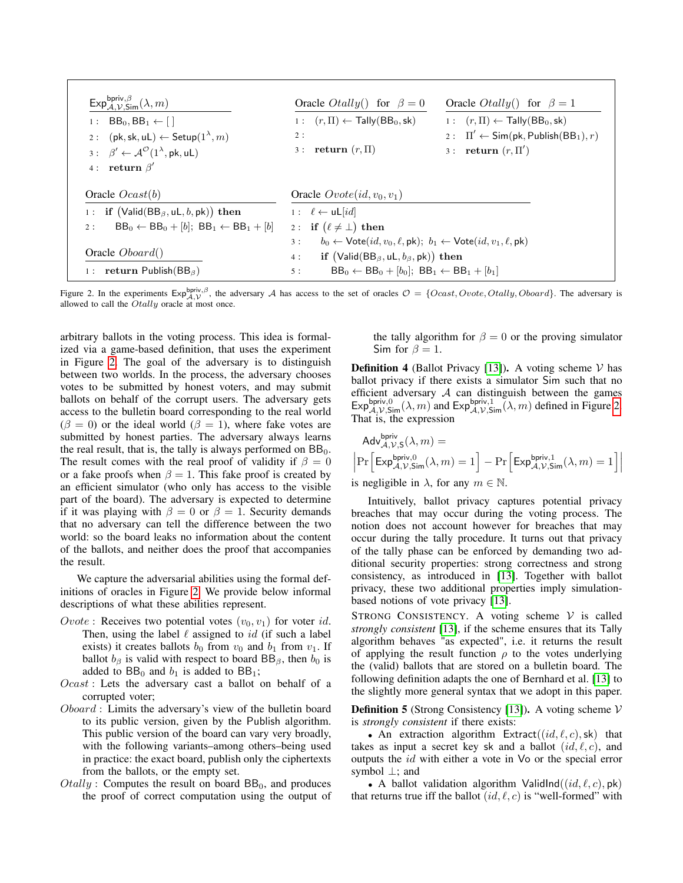```
Exp^{bpriv,β}_{A,V,Sim}(λ, m)
1 : BB_0, BB_1 ← [ ]
2 : (pk, sk, uL) ← Setup(1^λ, m)
3 : β' ← A^O(1^λ, pk, uL)
4 : return β'

Oracle Otally() for β = 0
1 : (r, Π) ← Tally(BB_0, sk)
2 :
3 : return (r, Π)

Oracle Otally() for β = 1
1 : (r, Π) ← Tally(BB_0, sk)
2 : Π' ← Sim(pk, Publish(BB_1), r)
3 : return (r, Π')

Oracle Ocast(b)
1 : if (Valid(BB_β, uL, b, pk)) then
2 :     BB_0 ← BB_0 + [b]; BB_1 ← BB_1 + [b]

Oracle Oboard()
1 : return Publish(BB_β)

Oracle Ovote(id, v_0, v_1)
1 : ℓ ← uL[id]
2 : if (ℓ ≠ ⊥) then
3 :     b_0 ← Vote(id, v_0, ℓ, pk); b_1 ← Vote(id, v_1, ℓ, pk)
4 :     if (Valid(BB_β, uL, b_β, pk)) then
5 :         BB_0 ← BB_0 + [b_0]; BB_1 ← BB_1 + [b_1]
```

Figure 2. In the experiments $\mathsf{Exp}^{\mathsf{bpriv},\beta}_{\mathcal{A},\mathcal{V}}$, the adversary $\mathcal{A}$ has access to the set of oracles $\mathcal{O} = \{Ocast, Ovote, Otally, Oboard\}$. The adversary is allowed to call the $Otally$ oracle at most once.

arbitrary ballots in the voting process. This idea is formalized via a game-based definition, that uses the experiment in Figure 2. The goal of the adversary is to distinguish between two worlds. In the process, the adversary chooses votes to be submitted by honest voters, and may submit ballots on behalf of the corrupt users. The adversary gets access to the bulletin board corresponding to the real world ($\beta = 0$) or the ideal world ($\beta = 1$), where fake votes are submitted by honest parties. The adversary always learns the real result, that is, the tally is always performed on $\mathsf{BB}_0$. The result comes with the real proof of validity if $\beta = 0$ or a fake proofs when $\beta = 1$. This fake proof is created by an efficient simulator (who only has access to the visible part of the board). The adversary is expected to determine if it was playing with $\beta = 0$ or $\beta = 1$. Security demands that no adversary can tell the difference between the two world: so the board leaks no information about the content of the ballots, and neither does the proof that accompanies the result.

We capture the adversarial abilities using the formal definitions of oracles in Figure 2. We provide below informal descriptions of what these abilities represent.

- $Ovote$ : Receives two potential votes $(v_0, v_1)$ for voter $id$. Then, using the label $\ell$ assigned to $id$ (if such a label exists) it creates ballots $b_0$ from $v_0$ and $b_1$ from $v_1$. If ballot $b_\beta$ is valid with respect to board $\mathsf{BB}_\beta$, then $b_0$ is added to $\mathsf{BB}_0$ and $b_1$ is added to $\mathsf{BB}_1$;
- $Ocast$ : Lets the adversary cast a ballot on behalf of a corrupted voter;
- $Oboard$ : Limits the adversary's view of the bulletin board to its public version, given by the Publish algorithm. This public version of the board can vary very broadly, with the following variants–among others–being used in practice: the exact board, publish only the ciphertexts from the ballots, or the empty set.
- $Otally$ : Computes the result on board $\mathsf{BB}_0$, and produces the proof of correct computation using the output of the tally algorithm for $\beta = 0$ or the proving simulator Sim for $\beta = 1$.

**Definition 4** (Ballot Privacy [13]). A voting scheme $\mathcal{V}$ has ballot privacy if there exists a simulator Sim such that no efficient adversary $\mathcal{A}$ can distinguish between the games $\mathsf{Exp}^{\mathsf{bpriv},0}_{\mathcal{A},\mathcal{V},\mathsf{Sim}}(\lambda, m)$ and $\mathsf{Exp}^{\mathsf{bpriv},1}_{\mathcal{A},\mathcal{V},\mathsf{Sim}}(\lambda, m)$ defined in Figure 2. That is, the expression

$$\mathsf{Adv}^{\mathsf{bpriv}}_{\mathcal{A},\mathcal{V},\mathsf{S}}(\lambda, m) =$$
$$\left|\Pr\left[\mathsf{Exp}^{\mathsf{bpriv},0}_{\mathcal{A},\mathcal{V},\mathsf{Sim}}(\lambda, m) = 1\right] - \Pr\left[\mathsf{Exp}^{\mathsf{bpriv},1}_{\mathcal{A},\mathcal{V},\mathsf{Sim}}(\lambda, m) = 1\right]\right|$$

is negligible in $\lambda$, for any $m \in \mathbb{N}$.

Intuitively, ballot privacy captures potential privacy breaches that may occur during the voting process. The notion does not account however for breaches that may occur during the tally procedure. It turns out that privacy of the tally phase can be enforced by demanding two additional security properties: strong correctness and strong consistency, as introduced in [13]. Together with ballot privacy, these two additional properties imply simulation-based notions of vote privacy [13].

Strong Consistency. A voting scheme $\mathcal{V}$ is called *strongly consistent* [13], if the scheme ensures that its Tally algorithm behaves "as expected", i.e. it returns the result of applying the result function $\rho$ to the votes underlying the (valid) ballots that are stored on a bulletin board. The following definition adapts the one of Bernhard et al. [13] to the slightly more general syntax that we adopt in this paper.

**Definition 5** (Strong Consistency [13]). A voting scheme $\mathcal{V}$ is *strongly consistent* if there exists:

- An extraction algorithm $\mathsf{Extract}((id, \ell, c), \mathsf{sk})$ that takes as input a secret key sk and a ballot $(id, \ell, c)$, and outputs the $id$ with either a vote in Vo or the special error symbol $\perp$; and
- A ballot validation algorithm $\mathsf{ValidInd}((id, \ell, c), \mathsf{pk})$ that returns true iff the ballot $(id, \ell, c)$ is "well-formed" with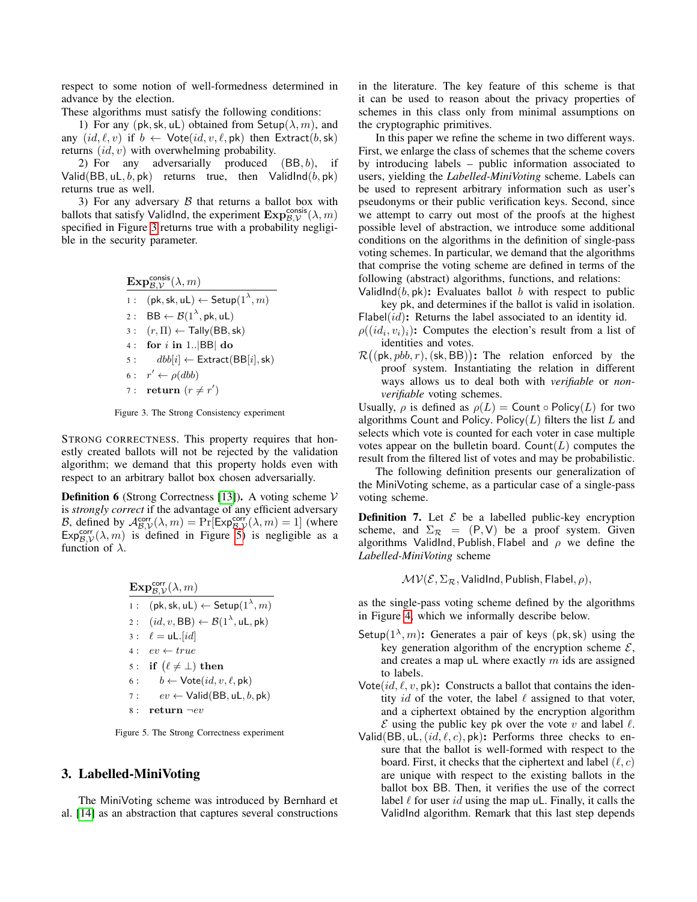respect to some notion of well-formedness determined in advance by the election.

These algorithms must satisfy the following conditions:

1) For any $(\mathsf{pk}, \mathsf{sk}, \mathsf{uL})$ obtained from $\mathsf{Setup}(\lambda, m)$, and any $(id, \ell, v)$ if $b \leftarrow \mathsf{Vote}(id, v, \ell, \mathsf{pk})$ then $\mathsf{Extract}(b, \mathsf{sk})$ returns $(id, v)$ with overwhelming probability.

2) For any adversarially produced $(\mathsf{BB}, b)$, if $\mathsf{Valid}(\mathsf{BB}, \mathsf{uL}, b, \mathsf{pk})$ returns true, then $\mathsf{ValidInd}(b, \mathsf{pk})$ returns true as well.

3) For any adversary $\mathcal{B}$ that returns a ballot box with ballots that satisfy ValidInd, the experiment $\mathbf{Exp}^{\mathsf{consis}}_{\mathcal{B},\mathcal{V}}(\lambda, m)$ specified in Figure 3 returns true with a probability negligible in the security parameter.

```
Exp^consis_{B,V}(λ, m)
1 :  (pk, sk, uL) ← Setup(1^λ, m)
2 :  BB ← B(1^λ, pk, uL)
3 :  (r, Π) ← Tally(BB, sk)
4 :  for i in 1..|BB| do
5 :     dbb[i] ← Extract(BB[i], sk)
6 :  r' ← ρ(dbb)
7 :  return (r ≠ r')
```

Figure 3. The Strong Consistency experiment

STRONG CORRECTNESS. This property requires that honestly created ballots will not be rejected by the validation algorithm; we demand that this property holds even with respect to an arbitrary ballot box chosen adversarially.

**Definition 6** (Strong Correctness [13]). A voting scheme $\mathcal{V}$ is *strongly correct* if the advantage of any efficient adversary $\mathcal{B}$, defined by $\mathcal{A}^{\mathsf{corr}}_{\mathcal{B},\mathcal{V}}(\lambda, m) = \Pr[\mathsf{Exp}^{\mathsf{corr}}_{\mathcal{B},\mathcal{V}}(\lambda, m) = 1]$ (where $\mathsf{Exp}^{\mathsf{corr}}_{\mathcal{B},\mathcal{V}}(\lambda, m)$ is defined in Figure 5) is negligible as a function of $\lambda$.

```
Exp^corr_{B,V}(λ, m)
1 :  (pk, sk, uL) ← Setup(1^λ, m)
2 :  (id, v, BB) ← B(1^λ, uL, pk)
3 :  ℓ = uL.[id]
4 :  ev ← true
5 :  if (ℓ ≠ ⊥) then
6 :     b ← Vote(id, v, ℓ, pk)
7 :     ev ← Valid(BB, uL, b, pk)
8 :  return ¬ev
```

Figure 5. The Strong Correctness experiment

## 3. Labelled-MiniVoting

The MiniVoting scheme was introduced by Bernhard et al. [14] as an abstraction that captures several constructions in the literature. The key feature of this scheme is that it can be used to reason about the privacy properties of schemes in this class only from minimal assumptions on the cryptographic primitives.

In this paper we refine the scheme in two different ways. First, we enlarge the class of schemes that the scheme covers by introducing labels – public information associated to users, yielding the *Labelled-MiniVoting* scheme. Labels can be used to represent arbitrary information such as user's pseudonyms or their public verification keys. Second, since we attempt to carry out most of the proofs at the highest possible level of abstraction, we introduce some additional conditions on the algorithms in the definition of single-pass voting schemes. In particular, we demand that the algorithms that comprise the voting scheme are defined in terms of the following (abstract) algorithms, functions, and relations:

- $\mathsf{ValidInd}(b, \mathsf{pk})$**:** Evaluates ballot $b$ with respect to public key pk, and determines if the ballot is valid in isolation.
- $\mathsf{Flabel}(id)$**:** Returns the label associated to an identity id.
- $\rho((id_i, v_i)_i)$**:** Computes the election's result from a list of identities and votes.
- $\mathcal{R}\big((\mathsf{pk}, pbb, r), (\mathsf{sk}, \mathsf{BB})\big)$**:** The relation enforced by the proof system. Instantiating the relation in different ways allows us to deal both with *verifiable* or *non-verifiable* voting schemes.

Usually, $\rho$ is defined as $\rho(L) = \mathsf{Count} \circ \mathsf{Policy}(L)$ for two algorithms Count and Policy. $\mathsf{Policy}(L)$ filters the list $L$ and selects which vote is counted for each voter in case multiple votes appear on the bulletin board. $\mathsf{Count}(L)$ computes the result from the filtered list of votes and may be probabilistic.

The following definition presents our generalization of the MiniVoting scheme, as a particular case of a single-pass voting scheme.

**Definition 7.** Let $\mathcal{E}$ be a labelled public-key encryption scheme, and $\Sigma_{\mathcal{R}} = (\mathsf{P}, \mathsf{V})$ be a proof system. Given algorithms ValidInd, Publish, Flabel and $\rho$ we define the *Labelled-MiniVoting* scheme

$$\mathcal{MV}(\mathcal{E}, \Sigma_{\mathcal{R}}, \mathsf{ValidInd}, \mathsf{Publish}, \mathsf{Flabel}, \rho),$$

as the single-pass voting scheme defined by the algorithms in Figure 4, which we informally describe below.

- $\mathsf{Setup}(1^\lambda, m)$**:** Generates a pair of keys $(\mathsf{pk}, \mathsf{sk})$ using the key generation algorithm of the encryption scheme $\mathcal{E}$, and creates a map uL where exactly $m$ ids are assigned to labels.
- $\mathsf{Vote}(id, \ell, v, \mathsf{pk})$**:** Constructs a ballot that contains the identity $id$ of the voter, the label $\ell$ assigned to that voter, and a ciphertext obtained by the encryption algorithm $\mathcal{E}$ using the public key pk over the vote $v$ and label $\ell$.
- $\mathsf{Valid}(\mathsf{BB}, \mathsf{uL}, (id, \ell, c), \mathsf{pk})$**:** Performs three checks to ensure that the ballot is well-formed with respect to the board. First, it checks that the ciphertext and label $(\ell, c)$ are unique with respect to the existing ballots in the ballot box BB. Then, it verifies the use of the correct label $\ell$ for user $id$ using the map uL. Finally, it calls the ValidInd algorithm. Remark that this last step depends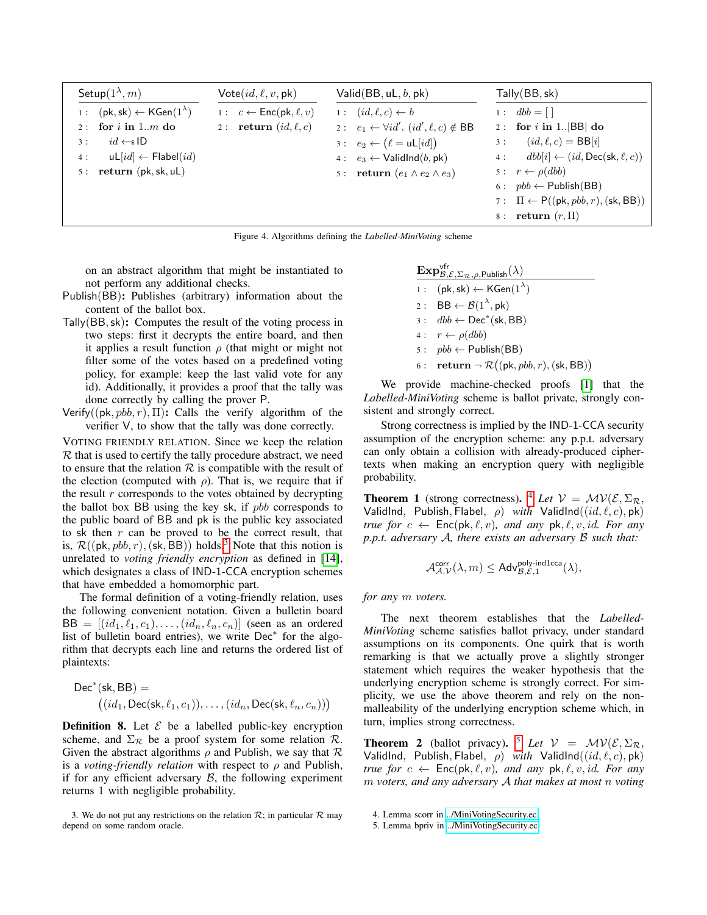**Setup**$(1^\lambda, m)$

```
1 : (pk, sk) ← KGen(1^λ)
2 : for i in 1..m do
3 :    id ←$ ID
4 :    uL[id] ← Flabel(id)
5 : return (pk, sk, uL)
```

**Vote**$(id, \ell, v, \mathsf{pk})$

```
1 : c ← Enc(pk, ℓ, v)
2 : return (id, ℓ, c)
```

**Valid**$(\mathsf{BB}, \mathsf{uL}, b, \mathsf{pk})$

```
1 : (id, ℓ, c) ← b
2 : e1 ← ∀id'. (id', ℓ, c) ∉ BB
3 : e2 ← (ℓ = uL[id])
4 : e3 ← ValidInd(b, pk)
5 : return (e1 ∧ e2 ∧ e3)
```

**Tally**$(\mathsf{BB}, \mathsf{sk})$

```
1 : dbb = [ ]
2 : for i in 1..|BB| do
3 :    (id, ℓ, c) = BB[i]
4 :    dbb[i] ← (id, Dec(sk, ℓ, c))
5 : r ← ρ(dbb)
6 : pbb ← Publish(BB)
7 : Π ← P((pk, pbb, r), (sk, BB))
8 : return (r, Π)
```

Figure 4. Algorithms defining the *Labelled-MiniVoting* scheme

on an abstract algorithm that might be instantiated to not perform any additional checks.

$\mathsf{Publish}(\mathsf{BB})$**:** Publishes (arbitrary) information about the content of the ballot box.

$\mathsf{Tally}(\mathsf{BB}, \mathsf{sk})$**:** Computes the result of the voting process in two steps: first it decrypts the entire board, and then it applies a result function $\rho$ (that might or might not filter some of the votes based on a predefined voting policy, for example: keep the last valid vote for any id). Additionally, it provides a proof that the tally was done correctly by calling the prover $\mathsf{P}$.

$\mathsf{Verify}((\mathsf{pk}, pbb, r), \Pi)$**:** Calls the verify algorithm of the verifier $\mathsf{V}$, to show that the tally was done correctly.

VOTING FRIENDLY RELATION. Since we keep the relation $\mathcal{R}$ that is used to certify the tally procedure abstract, we need to ensure that the relation $\mathcal{R}$ is compatible with the result of the election (computed with $\rho$). That is, we require that if the result $r$ corresponds to the votes obtained by decrypting the ballot box $\mathsf{BB}$ using the key $\mathsf{sk}$, if $pbb$ corresponds to the public board of $\mathsf{BB}$ and $\mathsf{pk}$ is the public key associated to $\mathsf{sk}$ then $r$ can be proved to be the correct result, that is, $\mathcal{R}((\mathsf{pk}, pbb, r), (\mathsf{sk}, \mathsf{BB}))$ holds.[3] Note that this notion is unrelated to *voting friendly encryption* as defined in [14], which designates a class of IND-1-CCA encryption schemes that have embedded a homomorphic part.

The formal definition of a voting-friendly relation, uses the following convenient notation. Given a bulletin board $\mathsf{BB} = [(id_1, \ell_1, c_1), \ldots, (id_n, \ell_n, c_n)]$ (seen as an ordered list of bulletin board entries), we write $\mathsf{Dec}^*$ for the algorithm that decrypts each line and returns the ordered list of plaintexts:

$$\mathsf{Dec}^*(\mathsf{sk}, \mathsf{BB}) = \big((id_1, \mathsf{Dec}(\mathsf{sk}, \ell_1, c_1)), \ldots, (id_n, \mathsf{Dec}(\mathsf{sk}, \ell_n, c_n))\big)$$

**Definition 8.** Let $\mathcal{E}$ be a labelled public-key encryption scheme, and $\Sigma_\mathcal{R}$ be a proof system for some relation $\mathcal{R}$. Given the abstract algorithms $\rho$ and $\mathsf{Publish}$, we say that $\mathcal{R}$ is a *voting-friendly relation* with respect to $\rho$ and $\mathsf{Publish}$, if for any efficient adversary $\mathcal{B}$, the following experiment returns 1 with negligible probability.

$\mathbf{Exp}^{\mathsf{vfr}}_{\mathcal{B},\mathcal{E},\Sigma_\mathcal{R},\rho,\mathsf{Publish}}(\lambda)$

```
1 : (pk, sk) ← KGen(1^λ)
2 : BB ← B(1^λ, pk)
3 : dbb ← Dec*(sk, BB)
4 : r ← ρ(dbb)
5 : pbb ← Publish(BB)
6 : return ¬ R((pk, pbb, r), (sk, BB))
```

We provide machine-checked proofs [1] that the *Labelled-MiniVoting* scheme is ballot private, strongly consistent and strongly correct.

Strong correctness is implied by the IND-1-CCA security assumption of the encryption scheme: any p.p.t. adversary can only obtain a collision with already-produced ciphertexts when making an encryption query with negligible probability.

**Theorem 1** (strong correctness). [4] *Let* $\mathcal{V} = \mathcal{MV}(\mathcal{E}, \Sigma_\mathcal{R}, \mathsf{ValidInd}, \mathsf{Publish}, \mathsf{Flabel}, \rho)$ *with* $\mathsf{ValidInd}((id, \ell, c), \mathsf{pk})$ *true for* $c \leftarrow \mathsf{Enc}(\mathsf{pk}, \ell, v)$*, and any* $\mathsf{pk}, \ell, v, id$*. For any p.p.t. adversary* $\mathcal{A}$*, there exists an adversary* $\mathcal{B}$ *such that:*

$$\mathcal{A}^{\mathsf{corr}}_{\mathcal{A},\mathcal{V}}(\lambda, m) \leq \mathsf{Adv}^{\mathsf{poly\text{-}ind1cca}}_{\mathcal{B},\mathcal{E},1}(\lambda),$$

*for any* $m$ *voters.*

The next theorem establishes that the *Labelled-MiniVoting* scheme satisfies ballot privacy, under standard assumptions on its components. One quirk that is worth remarking is that we actually prove a slightly stronger statement which requires the weaker hypothesis that the underlying encryption scheme is strongly correct. For simplicity, we use the above theorem and rely on the non-malleability of the underlying encryption scheme which, in turn, implies strong correctness.

**Theorem 2** (ballot privacy). [5] *Let* $\mathcal{V} = \mathcal{MV}(\mathcal{E}, \Sigma_\mathcal{R}, \mathsf{ValidInd}, \mathsf{Publish}, \mathsf{Flabel}, \rho)$ *with* $\mathsf{ValidInd}((id, \ell, c), \mathsf{pk})$ *true for* $c \leftarrow \mathsf{Enc}(\mathsf{pk}, \ell, v)$*, and any* $\mathsf{pk}, \ell, v, id$*. For any* $m$ *voters, and any adversary* $\mathcal{A}$ *that makes at most* $n$ *voting*

3. We do not put any restrictions on the relation $\mathcal{R}$; in particular $\mathcal{R}$ may depend on some random oracle.

4. Lemma scorr in ../MiniVotingSecurity.ec

5. Lemma bpriv in ../MiniVotingSecurity.ec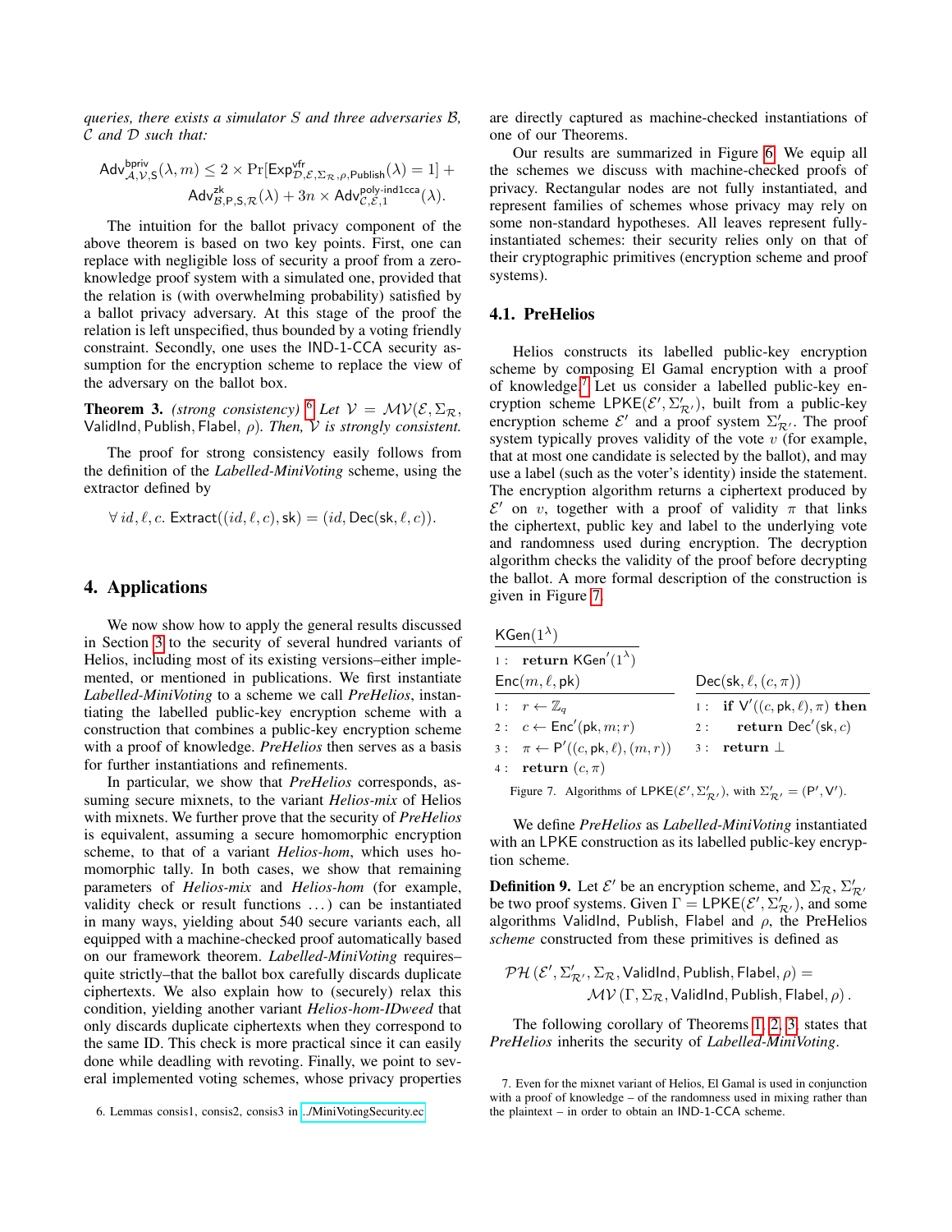*queries, there exists a simulator $S$ and three adversaries $\mathcal{B}$, $\mathcal{C}$ and $\mathcal{D}$ such that:*

$$\mathsf{Adv}^{\mathsf{bpriv}}_{\mathcal{A},\mathcal{V},\mathsf{S}}(\lambda, m) \leq 2 \times \Pr[\mathsf{Exp}^{\mathsf{vfr}}_{\mathcal{D},\mathcal{E},\Sigma_\mathcal{R},\rho,\mathsf{Publish}}(\lambda) = 1] + \mathsf{Adv}^{\mathsf{zk}}_{\mathcal{B},\mathsf{P},\mathsf{S},\mathcal{R}}(\lambda) + 3n \times \mathsf{Adv}^{\mathsf{poly\text{-}ind1cca}}_{\mathcal{C},\mathcal{E},1}(\lambda).$$

The intuition for the ballot privacy component of the above theorem is based on two key points. First, one can replace with negligible loss of security a proof from a zero-knowledge proof system with a simulated one, provided that the relation is (with overwhelming probability) satisfied by a ballot privacy adversary. At this stage of the proof the relation is left unspecified, thus bounded by a voting friendly constraint. Secondly, one uses the IND-1-CCA security assumption for the encryption scheme to replace the view of the adversary on the ballot box.

**Theorem 3.** *(strong consistency)* [6] *Let $\mathcal{V} = \mathcal{MV}(\mathcal{E}, \Sigma_\mathcal{R}$, $\mathsf{ValidInd}, \mathsf{Publish}, \mathsf{Flabel}, \rho)$. Then, $\mathcal{V}$ is strongly consistent.*

The proof for strong consistency easily follows from the definition of the *Labelled-MiniVoting* scheme, using the extractor defined by

$$\forall\, id, \ell, c.\ \mathsf{Extract}((id, \ell, c), \mathsf{sk}) = (id, \mathsf{Dec}(\mathsf{sk}, \ell, c)).$$

## 4. Applications

We now show how to apply the general results discussed in Section 3 to the security of several hundred variants of Helios, including most of its existing versions–either implemented, or mentioned in publications. We first instantiate *Labelled-MiniVoting* to a scheme we call *PreHelios*, instantiating the labelled public-key encryption scheme with a construction that combines a public-key encryption scheme with a proof of knowledge. *PreHelios* then serves as a basis for further instantiations and refinements.

In particular, we show that *PreHelios* corresponds, assuming secure mixnets, to the variant *Helios-mix* of Helios with mixnets. We further prove that the security of *PreHelios* is equivalent, assuming a secure homomorphic encryption scheme, to that of a variant *Helios-hom*, which uses homomorphic tally. In both cases, we show that remaining parameters of *Helios-mix* and *Helios-hom* (for example, validity check or result functions ...) can be instantiated in many ways, yielding about 540 secure variants each, all equipped with a machine-checked proof automatically based on our framework theorem. *Labelled-MiniVoting* requires–quite strictly–that the ballot box carefully discards duplicate ciphertexts. We also explain how to (securely) relax this condition, yielding another variant *Helios-hom-IDweed* that only discards duplicate ciphertexts when they correspond to the same ID. This check is more practical since it can easily done while deadling with revoting. Finally, we point to several implemented voting schemes, whose privacy properties are directly captured as machine-checked instantiations of one of our Theorems.

Our results are summarized in Figure 6. We equip all the schemes we discuss with machine-checked proofs of privacy. Rectangular nodes are not fully instantiated, and represent families of schemes whose privacy may rely on some non-standard hypotheses. All leaves represent fully-instantiated schemes: their security relies only on that of their cryptographic primitives (encryption scheme and proof systems).

### 4.1. PreHelios

Helios constructs its labelled public-key encryption scheme by composing El Gamal encryption with a proof of knowledge.[7] Let us consider a labelled public-key encryption scheme $\mathsf{LPKE}(\mathcal{E}', \Sigma'_{\mathcal{R}'})$, built from a public-key encryption scheme $\mathcal{E}'$ and a proof system $\Sigma'_{\mathcal{R}'}$. The proof system typically proves validity of the vote $v$ (for example, that at most one candidate is selected by the ballot), and may use a label (such as the voter's identity) inside the statement. The encryption algorithm returns a ciphertext produced by $\mathcal{E}'$ on $v$, together with a proof of validity $\pi$ that links the ciphertext, public key and label to the underlying vote and randomness used during encryption. The decryption algorithm checks the validity of the proof before decrypting the ballot. A more formal description of the construction is given in Figure 7.

```
KGen(1^λ)
1 : return KGen'(1^λ)

Enc(m, ℓ, pk)                          Dec(sk, ℓ, (c, π))
1 : r ← Z_q                            1 : if V'((c, pk, ℓ), π) then
2 : c ← Enc'(pk, m; r)                 2 :    return Dec'(sk, c)
3 : π ← P'((c, pk, ℓ), (m, r))         3 : return ⊥
4 : return (c, π)
```

Figure 7. Algorithms of $\mathsf{LPKE}(\mathcal{E}', \Sigma'_{\mathcal{R}'})$, with $\Sigma'_{\mathcal{R}'} = (\mathsf{P}', \mathsf{V}')$.

We define *PreHelios* as *Labelled-MiniVoting* instantiated with an LPKE construction as its labelled public-key encryption scheme.

**Definition 9.** Let $\mathcal{E}'$ be an encryption scheme, and $\Sigma_\mathcal{R}$, $\Sigma'_{\mathcal{R}'}$ be two proof systems. Given $\Gamma = \mathsf{LPKE}(\mathcal{E}', \Sigma'_{\mathcal{R}'})$, and some algorithms $\mathsf{ValidInd}$, $\mathsf{Publish}$, $\mathsf{Flabel}$ and $\rho$, the PreHelios *scheme* constructed from these primitives is defined as

$$\mathcal{PH}\,(\mathcal{E}', \Sigma'_{\mathcal{R}'}, \Sigma_\mathcal{R}, \mathsf{ValidInd}, \mathsf{Publish}, \mathsf{Flabel}, \rho) = \mathcal{MV}\,(\Gamma, \Sigma_\mathcal{R}, \mathsf{ValidInd}, \mathsf{Publish}, \mathsf{Flabel}, \rho)\,.$$

The following corollary of Theorems 1, 2, 3, states that *PreHelios* inherits the security of *Labelled-MiniVoting*.

6. Lemmas consis1, consis2, consis3 in ../MiniVotingSecurity.ec

7. Even for the mixnet variant of Helios, El Gamal is used in conjunction with a proof of knowledge – of the randomness used in mixing rather than the plaintext – in order to obtain an IND-1-CCA scheme.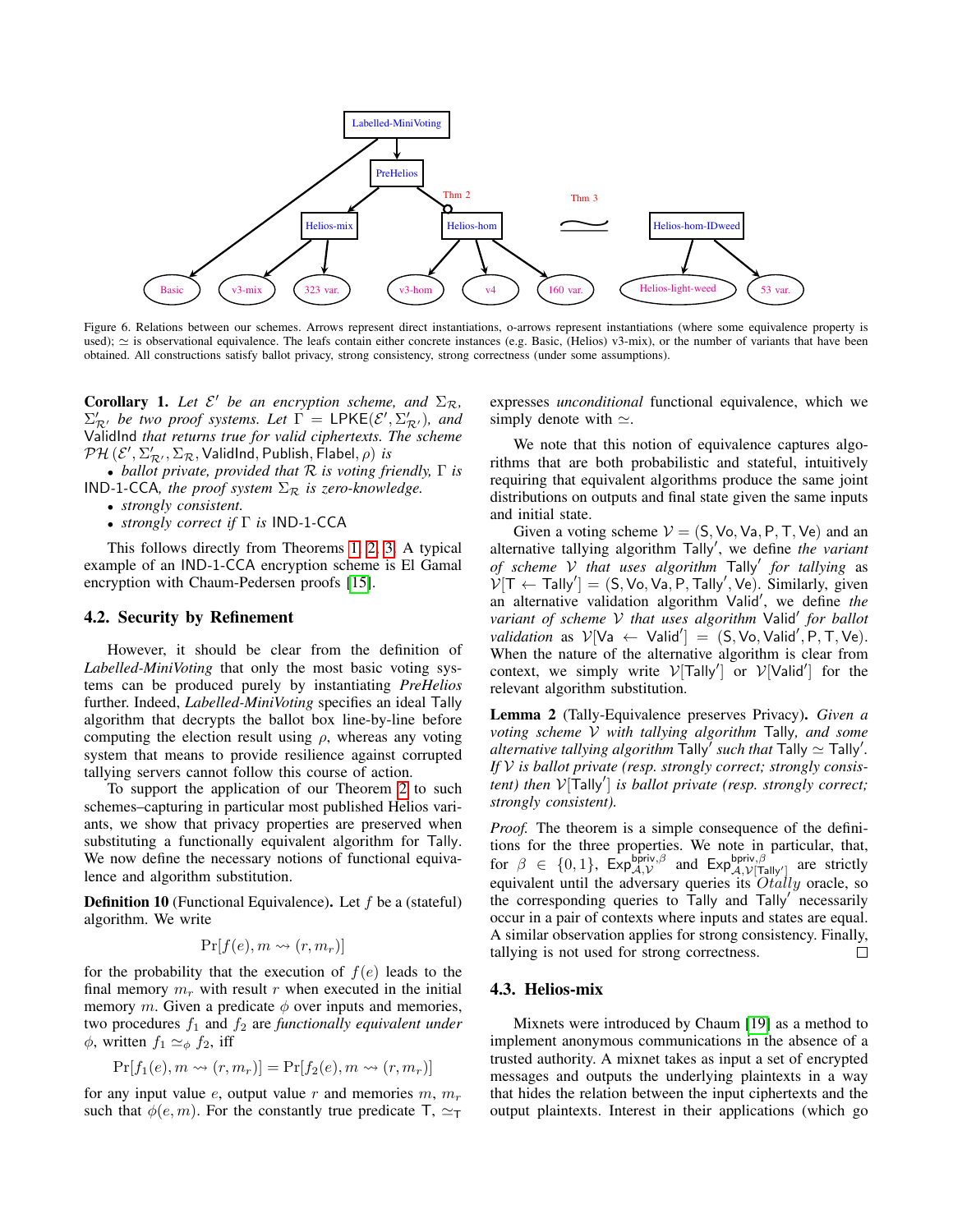Figure 6. Relations between our schemes. Arrows represent direct instantiations, o-arrows represent instantiations (where some equivalence property is used); $\simeq$ is observational equivalence. The leafs contain either concrete instances (e.g. Basic, (Helios) v3-mix), or the number of variants that have been obtained. All constructions satisfy ballot privacy, strong consistency, strong correctness (under some assumptions).

**Corollary 1.** *Let $\mathcal{E}'$ be an encryption scheme, and $\Sigma_{\mathcal{R}}$, $\Sigma'_{\mathcal{R}'}$ be two proof systems. Let $\Gamma = \mathsf{LPKE}(\mathcal{E}', \Sigma'_{\mathcal{R}'})$, and* $\mathsf{ValidInd}$ *that returns true for valid ciphertexts. The scheme* $\mathcal{PH}(\mathcal{E}', \Sigma'_{\mathcal{R}'}, \Sigma_{\mathcal{R}}, \mathsf{ValidInd}, \mathsf{Publish}, \mathsf{Flabel}, \rho)$ *is*

- *ballot private, provided that $\mathcal{R}$ is voting friendly, $\Gamma$ is* IND-1-CCA*, the proof system $\Sigma_{\mathcal{R}}$ is zero-knowledge.*
- *strongly consistent.*
- *strongly correct if $\Gamma$ is* IND-1-CCA

This follows directly from Theorems 1, 2, 3. A typical example of an IND-1-CCA encryption scheme is El Gamal encryption with Chaum-Pedersen proofs [15].

### 4.2. Security by Refinement

However, it should be clear from the definition of *Labelled-MiniVoting* that only the most basic voting systems can be produced purely by instantiating *PreHelios* further. Indeed, *Labelled-MiniVoting* specifies an ideal Tally algorithm that decrypts the ballot box line-by-line before computing the election result using $\rho$, whereas any voting system that means to provide resilience against corrupted tallying servers cannot follow this course of action.

To support the application of our Theorem 2 to such schemes–capturing in particular most published Helios variants, we show that privacy properties are preserved when substituting a functionally equivalent algorithm for Tally. We now define the necessary notions of functional equivalence and algorithm substitution.

**Definition 10** (Functional Equivalence)**.** Let $f$ be a (stateful) algorithm. We write

$$\Pr[f(e), m \rightsquigarrow (r, m_r)]$$

for the probability that the execution of $f(e)$ leads to the final memory $m_r$ with result $r$ when executed in the initial memory $m$. Given a predicate $\phi$ over inputs and memories, two procedures $f_1$ and $f_2$ are *functionally equivalent under* $\phi$, written $f_1 \simeq_\phi f_2$, iff

$$\Pr[f_1(e), m \rightsquigarrow (r, m_r)] = \Pr[f_2(e), m \rightsquigarrow (r, m_r)]$$

for any input value $e$, output value $r$ and memories $m$, $m_r$ such that $\phi(e, m)$. For the constantly true predicate $\mathsf{T}$, $\simeq_\mathsf{T}$ expresses *unconditional* functional equivalence, which we simply denote with $\simeq$.

We note that this notion of equivalence captures algorithms that are both probabilistic and stateful, intuitively requiring that equivalent algorithms produce the same joint distributions on outputs and final state given the same inputs and initial state.

Given a voting scheme $\mathcal{V} = (\mathsf{S}, \mathsf{Vo}, \mathsf{Va}, \mathsf{P}, \mathsf{T}, \mathsf{Ve})$ and an alternative tallying algorithm $\mathsf{Tally}'$, we define *the variant of scheme $\mathcal{V}$ that uses algorithm* $\mathsf{Tally}'$ *for tallying* as $\mathcal{V}[\mathsf{T} \leftarrow \mathsf{Tally}'] = (\mathsf{S}, \mathsf{Vo}, \mathsf{Va}, \mathsf{P}, \mathsf{Tally}', \mathsf{Ve})$. Similarly, given an alternative validation algorithm $\mathsf{Valid}'$, we define *the variant of scheme $\mathcal{V}$ that uses algorithm* $\mathsf{Valid}'$ *for ballot validation* as $\mathcal{V}[\mathsf{Va} \leftarrow \mathsf{Valid}'] = (\mathsf{S}, \mathsf{Vo}, \mathsf{Valid}', \mathsf{P}, \mathsf{T}, \mathsf{Ve})$. When the nature of the alternative algorithm is clear from context, we simply write $\mathcal{V}[\mathsf{Tally}']$ or $\mathcal{V}[\mathsf{Valid}']$ for the relevant algorithm substitution.

**Lemma 2** (Tally-Equivalence preserves Privacy)**.** *Given a voting scheme $\mathcal{V}$ with tallying algorithm* Tally*, and some alternative tallying algorithm* $\mathsf{Tally}'$ *such that* $\mathsf{Tally} \simeq \mathsf{Tally}'$*. If $\mathcal{V}$ is ballot private (resp. strongly correct; strongly consistent) then $\mathcal{V}[\mathsf{Tally}']$ is ballot private (resp. strongly correct; strongly consistent).*

*Proof.* The theorem is a simple consequence of the definitions for the three properties. We note in particular, that, for $\beta \in \{0,1\}$, $\mathsf{Exp}^{\mathsf{bpriv},\beta}_{\mathcal{A},\mathcal{V}}$ and $\mathsf{Exp}^{\mathsf{bpriv},\beta}_{\mathcal{A},\mathcal{V}[\mathsf{Tally}']}$ are strictly equivalent until the adversary queries its $\mathcal{O}tally$ oracle, so the corresponding queries to Tally and $\mathsf{Tally}'$ necessarily occur in a pair of contexts where inputs and states are equal. A similar observation applies for strong consistency. Finally, tallying is not used for strong correctness. □

### 4.3. Helios-mix

Mixnets were introduced by Chaum [19] as a method to implement anonymous communications in the absence of a trusted authority. A mixnet takes as input a set of encrypted messages and outputs the underlying plaintexts in a way that hides the relation between the input ciphertexts and the output plaintexts. Interest in their applications (which go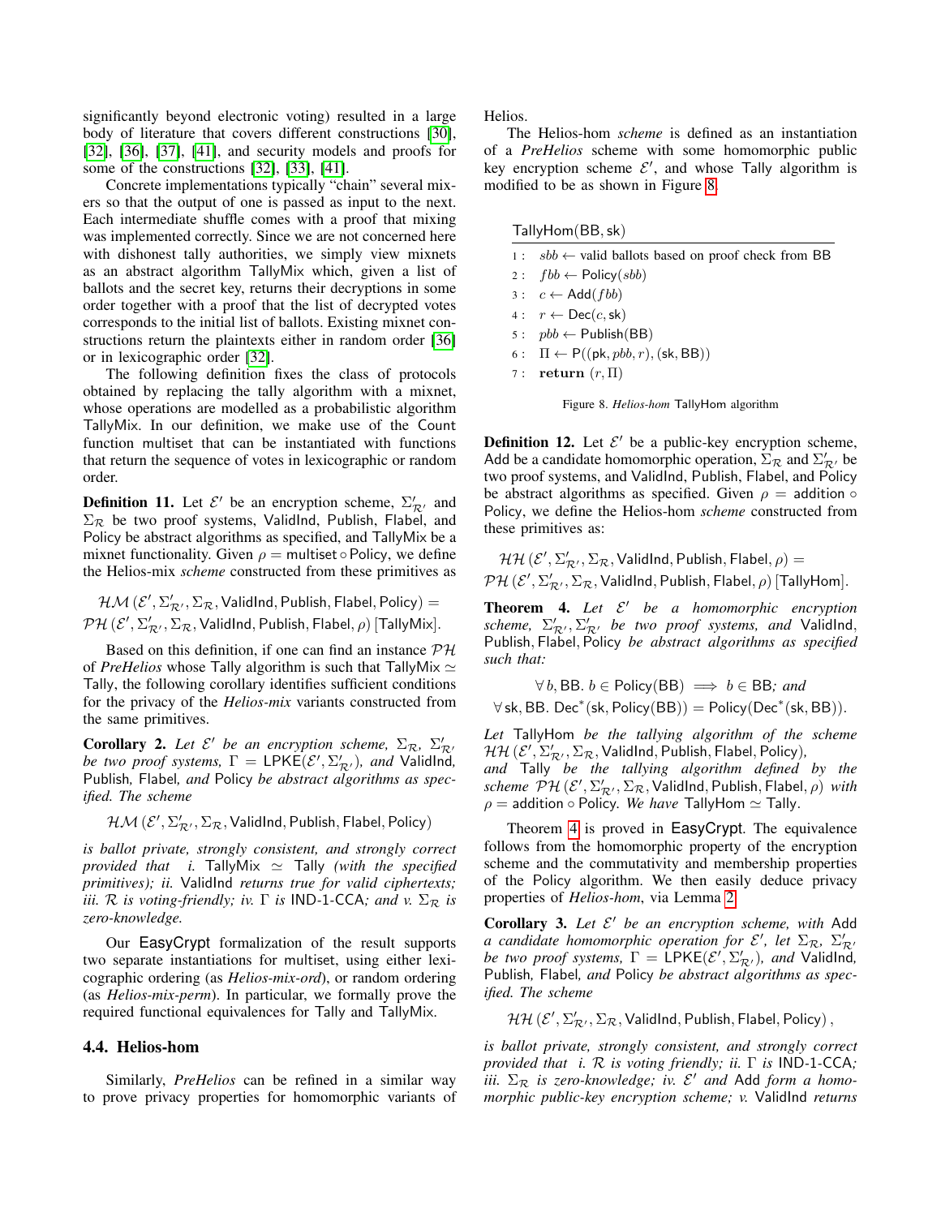significantly beyond electronic voting) resulted in a large body of literature that covers different constructions [30], [32], [36], [37], [41], and security models and proofs for some of the constructions [32], [33], [41].

Concrete implementations typically "chain" several mixers so that the output of one is passed as input to the next. Each intermediate shuffle comes with a proof that mixing was implemented correctly. Since we are not concerned here with dishonest tally authorities, we simply view mixnets as an abstract algorithm TallyMix which, given a list of ballots and the secret key, returns their decryptions in some order together with a proof that the list of decrypted votes corresponds to the initial list of ballots. Existing mixnet constructions return the plaintexts either in random order [36] or in lexicographic order [32].

The following definition fixes the class of protocols obtained by replacing the tally algorithm with a mixnet, whose operations are modelled as a probabilistic algorithm TallyMix. In our definition, we make use of the Count function multiset that can be instantiated with functions that return the sequence of votes in lexicographic or random order.

**Definition 11.** Let $\mathcal{E}'$ be an encryption scheme, $\Sigma'_{\mathcal{R}'}$ and $\Sigma_{\mathcal{R}}$ be two proof systems, ValidInd, Publish, Flabel, and Policy be abstract algorithms as specified, and TallyMix be a mixnet functionality. Given $\rho = \mathsf{multiset} \circ \mathsf{Policy}$, we define the Helios-mix *scheme* constructed from these primitives as

$$\mathcal{HM}\left(\mathcal{E}', \Sigma'_{\mathcal{R}'}, \Sigma_{\mathcal{R}}, \mathsf{ValidInd}, \mathsf{Publish}, \mathsf{Flabel}, \mathsf{Policy}\right) = \mathcal{PH}\left(\mathcal{E}', \Sigma'_{\mathcal{R}'}, \Sigma_{\mathcal{R}}, \mathsf{ValidInd}, \mathsf{Publish}, \mathsf{Flabel}, \rho\right)[\mathsf{TallyMix}].$$

Based on this definition, if one can find an instance $\mathcal{PH}$ of *PreHelios* whose Tally algorithm is such that $\mathsf{TallyMix} \simeq \mathsf{Tally}$, the following corollary identifies sufficient conditions for the privacy of the *Helios-mix* variants constructed from the same primitives.

**Corollary 2.** *Let $\mathcal{E}'$ be an encryption scheme, $\Sigma_{\mathcal{R}}$, $\Sigma'_{\mathcal{R}'}$ be two proof systems, $\Gamma = \mathsf{LPKE}(\mathcal{E}', \Sigma'_{\mathcal{R}'})$, and ValidInd, Publish, Flabel, and Policy be abstract algorithms as specified. The scheme*

$$\mathcal{HM}\left(\mathcal{E}', \Sigma'_{\mathcal{R}'}, \Sigma_{\mathcal{R}}, \mathsf{ValidInd}, \mathsf{Publish}, \mathsf{Flabel}, \mathsf{Policy}\right)$$

*is ballot private, strongly consistent, and strongly correct provided that i. $\mathsf{TallyMix} \simeq \mathsf{Tally}$ (with the specified primitives); ii. ValidInd returns true for valid ciphertexts; iii. $\mathcal{R}$ is voting-friendly; iv. $\Gamma$ is IND-1-CCA; and v. $\Sigma_{\mathcal{R}}$ is zero-knowledge.*

Our EasyCrypt formalization of the result supports two separate instantiations for multiset, using either lexicographic ordering (as *Helios-mix-ord*), or random ordering (as *Helios-mix-perm*). In particular, we formally prove the required functional equivalences for Tally and TallyMix.

### 4.4. Helios-hom

Similarly, *PreHelios* can be refined in a similar way to prove privacy properties for homomorphic variants of Helios.

The Helios-hom *scheme* is defined as an instantiation of a *PreHelios* scheme with some homomorphic public key encryption scheme $\mathcal{E}'$, and whose Tally algorithm is modified to be as shown in Figure 8.

```
TallyHom(BB, sk)
1 : sbb ← valid ballots based on proof check from BB
2 : fbb ← Policy(sbb)
3 : c ← Add(fbb)
4 : r ← Dec(c, sk)
5 : pbb ← Publish(BB)
6 : Π ← P((pk, pbb, r), (sk, BB))
7 : return (r, Π)
```

Figure 8. *Helios-hom* TallyHom algorithm

**Definition 12.** Let $\mathcal{E}'$ be a public-key encryption scheme, Add be a candidate homomorphic operation, $\Sigma_{\mathcal{R}}$ and $\Sigma'_{\mathcal{R}'}$ be two proof systems, and ValidInd, Publish, Flabel, and Policy be abstract algorithms as specified. Given $\rho = \mathsf{addition} \circ \mathsf{Policy}$, we define the Helios-hom *scheme* constructed from these primitives as:

$$\mathcal{HH}\left(\mathcal{E}', \Sigma'_{\mathcal{R}'}, \Sigma_{\mathcal{R}}, \mathsf{ValidInd}, \mathsf{Publish}, \mathsf{Flabel}, \rho\right) = \mathcal{PH}\left(\mathcal{E}', \Sigma'_{\mathcal{R}'}, \Sigma_{\mathcal{R}}, \mathsf{ValidInd}, \mathsf{Publish}, \mathsf{Flabel}, \rho\right)[\mathsf{TallyHom}].$$

**Theorem 4.** *Let $\mathcal{E}'$ be a homomorphic encryption scheme, $\Sigma'_{\mathcal{R}'}, \Sigma'_{\mathcal{R}'}$ be two proof systems, and ValidInd, Publish, Flabel, Policy be abstract algorithms as specified such that:*

$$\forall\, b, \mathsf{BB}.\ b \in \mathsf{Policy}(\mathsf{BB}) \implies b \in \mathsf{BB};\ \text{and}$$
$$\forall\, \mathsf{sk}, \mathsf{BB}.\ \mathsf{Dec}^*(\mathsf{sk}, \mathsf{Policy}(\mathsf{BB})) = \mathsf{Policy}(\mathsf{Dec}^*(\mathsf{sk}, \mathsf{BB})).$$

*Let TallyHom be the tallying algorithm of the scheme $\mathcal{HH}\left(\mathcal{E}', \Sigma'_{\mathcal{R}'}, \Sigma_{\mathcal{R}}, \mathsf{ValidInd}, \mathsf{Publish}, \mathsf{Flabel}, \mathsf{Policy}\right)$, and Tally be the tallying algorithm defined by the scheme $\mathcal{PH}\left(\mathcal{E}', \Sigma'_{\mathcal{R}'}, \Sigma_{\mathcal{R}}, \mathsf{ValidInd}, \mathsf{Publish}, \mathsf{Flabel}, \rho\right)$ with $\rho = \mathsf{addition} \circ \mathsf{Policy}$. We have $\mathsf{TallyHom} \simeq \mathsf{Tally}$.*

Theorem 4 is proved in EasyCrypt. The equivalence follows from the homomorphic property of the encryption scheme and the commutativity and membership properties of the Policy algorithm. We then easily deduce privacy properties of *Helios-hom*, via Lemma 2.

**Corollary 3.** *Let $\mathcal{E}'$ be an encryption scheme, with Add a candidate homomorphic operation for $\mathcal{E}'$, let $\Sigma_{\mathcal{R}}$, $\Sigma'_{\mathcal{R}'}$ be two proof systems, $\Gamma = \mathsf{LPKE}(\mathcal{E}', \Sigma'_{\mathcal{R}'})$, and ValidInd, Publish, Flabel, and Policy be abstract algorithms as specified. The scheme*

$$\mathcal{HH}\left(\mathcal{E}', \Sigma'_{\mathcal{R}'}, \Sigma_{\mathcal{R}}, \mathsf{ValidInd}, \mathsf{Publish}, \mathsf{Flabel}, \mathsf{Policy}\right),$$

*is ballot private, strongly consistent, and strongly correct provided that i. $\mathcal{R}$ is voting friendly; ii. $\Gamma$ is IND-1-CCA; iii. $\Sigma_{\mathcal{R}}$ is zero-knowledge; iv. $\mathcal{E}'$ and Add form a homomorphic public-key encryption scheme; v. ValidInd returns*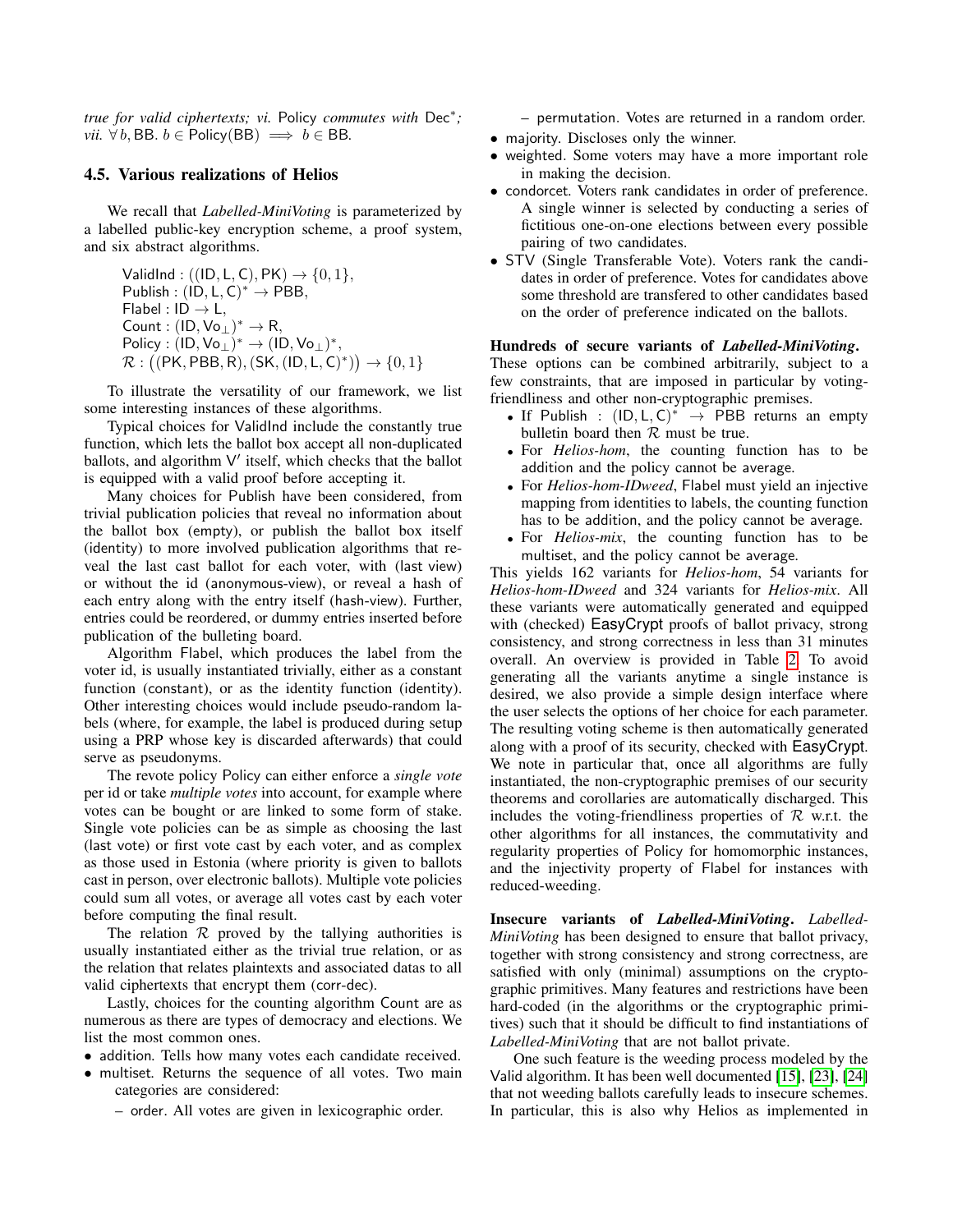*true for valid ciphertexts; vi.* Policy *commutes with* $\mathsf{Dec}^*$*; vii.* $\forall\, b, \mathsf{BB}.\ b \in \mathsf{Policy}(\mathsf{BB}) \implies b \in \mathsf{BB}$.

### 4.5. Various realizations of Helios

We recall that *Labelled-MiniVoting* is parameterized by a labelled public-key encryption scheme, a proof system, and six abstract algorithms.

$$
\begin{aligned}
&\mathsf{ValidInd} : ((\mathsf{ID}, \mathsf{L}, \mathsf{C}), \mathsf{PK}) \to \{0, 1\},\\
&\mathsf{Publish} : (\mathsf{ID}, \mathsf{L}, \mathsf{C})^* \to \mathsf{PBB},\\
&\mathsf{Flabel} : \mathsf{ID} \to \mathsf{L},\\
&\mathsf{Count} : (\mathsf{ID}, \mathsf{Vo}_\perp)^* \to \mathsf{R},\\
&\mathsf{Policy} : (\mathsf{ID}, \mathsf{Vo}_\perp)^* \to (\mathsf{ID}, \mathsf{Vo}_\perp)^*,\\
&\mathcal{R} : \big((\mathsf{PK}, \mathsf{PBB}, \mathsf{R}), (\mathsf{SK}, (\mathsf{ID}, \mathsf{L}, \mathsf{C})^*)\big) \to \{0, 1\}
\end{aligned}
$$

To illustrate the versatility of our framework, we list some interesting instances of these algorithms.

Typical choices for ValidInd include the constantly true function, which lets the ballot box accept all non-duplicated ballots, and algorithm $\mathsf{V}'$ itself, which checks that the ballot is equipped with a valid proof before accepting it.

Many choices for Publish have been considered, from trivial publication policies that reveal no information about the ballot box (empty), or publish the ballot box itself (identity) to more involved publication algorithms that reveal the last cast ballot for each voter, with (last view) or without the id (anonymous-view), or reveal a hash of each entry along with the entry itself (hash-view). Further, entries could be reordered, or dummy entries inserted before publication of the bulleting board.

Algorithm Flabel, which produces the label from the voter id, is usually instantiated trivially, either as a constant function (constant), or as the identity function (identity). Other interesting choices would include pseudo-random labels (where, for example, the label is produced during setup using a PRP whose key is discarded afterwards) that could serve as pseudonyms.

The revote policy Policy can either enforce a *single vote* per id or take *multiple votes* into account, for example where votes can be bought or are linked to some form of stake. Single vote policies can be as simple as choosing the last (last vote) or first vote cast by each voter, and as complex as those used in Estonia (where priority is given to ballots cast in person, over electronic ballots). Multiple vote policies could sum all votes, or average all votes cast by each voter before computing the final result.

The relation $\mathcal{R}$ proved by the tallying authorities is usually instantiated either as the trivial true relation, or as the relation that relates plaintexts and associated datas to all valid ciphertexts that encrypt them (corr-dec).

Lastly, choices for the counting algorithm Count are as numerous as there are types of democracy and elections. We list the most common ones.

- addition. Tells how many votes each candidate received.
- multiset. Returns the sequence of all votes. Two main categories are considered:
  - order. All votes are given in lexicographic order.
  - permutation. Votes are returned in a random order.
- majority. Discloses only the winner.
- weighted. Some voters may have a more important role in making the decision.
- condorcet. Voters rank candidates in order of preference. A single winner is selected by conducting a series of fictitious one-on-one elections between every possible pairing of two candidates.
- STV (Single Transferable Vote). Voters rank the candidates in order of preference. Votes for candidates above some threshold are transfered to other candidates based on the order of preference indicated on the ballots.

**Hundreds of secure variants of *Labelled-MiniVoting*.** These options can be combined arbitrarily, subject to a few constraints, that are imposed in particular by voting-friendliness and other non-cryptographic premises.

- If $\mathsf{Publish} : (\mathsf{ID}, \mathsf{L}, \mathsf{C})^* \to \mathsf{PBB}$ returns an empty bulletin board then $\mathcal{R}$ must be true.
- For *Helios-hom*, the counting function has to be addition and the policy cannot be average.
- For *Helios-hom-IDweed*, Flabel must yield an injective mapping from identities to labels, the counting function has to be addition, and the policy cannot be average.
- For *Helios-mix*, the counting function has to be multiset, and the policy cannot be average.

This yields 162 variants for *Helios-hom*, 54 variants for *Helios-hom-IDweed* and 324 variants for *Helios-mix*. All these variants were automatically generated and equipped with (checked) EasyCrypt proofs of ballot privacy, strong consistency, and strong correctness in less than 31 minutes overall. An overview is provided in Table 2. To avoid generating all the variants anytime a single instance is desired, we also provide a simple design interface where the user selects the options of her choice for each parameter. The resulting voting scheme is then automatically generated along with a proof of its security, checked with EasyCrypt. We note in particular that, once all algorithms are fully instantiated, the non-cryptographic premises of our security theorems and corollaries are automatically discharged. This includes the voting-friendliness properties of $\mathcal{R}$ w.r.t. the other algorithms for all instances, the commutativity and regularity properties of Policy for homomorphic instances, and the injectivity property of Flabel for instances with reduced-weeding.

**Insecure variants of *Labelled-MiniVoting*.** *Labelled-MiniVoting* has been designed to ensure that ballot privacy, together with strong consistency and strong correctness, are satisfied with only (minimal) assumptions on the cryptographic primitives. Many features and restrictions have been hard-coded (in the algorithms or the cryptographic primitives) such that it should be difficult to find instantiations of *Labelled-MiniVoting* that are not ballot private.

One such feature is the weeding process modeled by the Valid algorithm. It has been well documented [15], [23], [24] that not weeding ballots carefully leads to insecure schemes. In particular, this is also why Helios as implemented in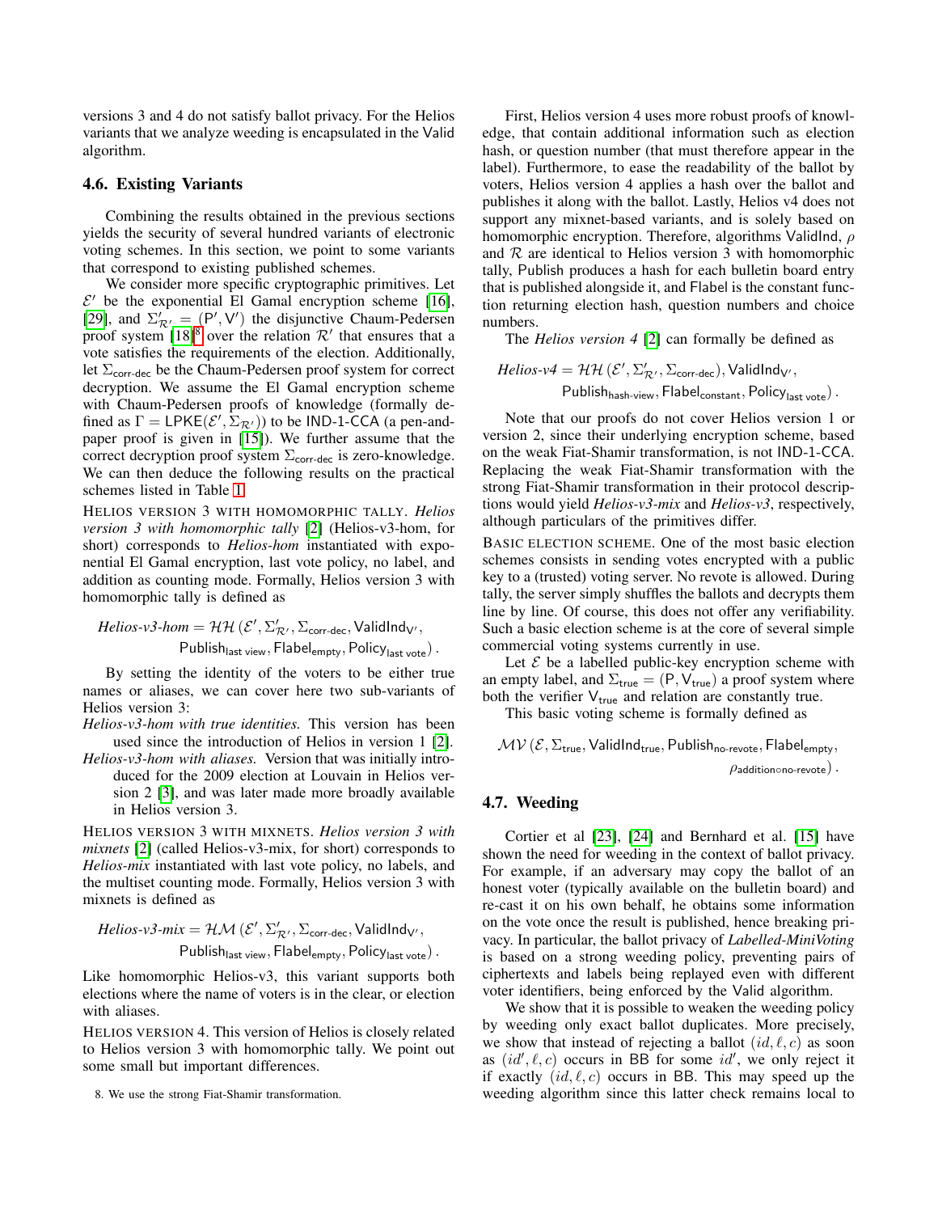versions 3 and 4 do not satisfy ballot privacy. For the Helios variants that we analyze weeding is encapsulated in the Valid algorithm.

### 4.6. Existing Variants

Combining the results obtained in the previous sections yields the security of several hundred variants of electronic voting schemes. In this section, we point to some variants that correspond to existing published schemes.

We consider more specific cryptographic primitives. Let $\mathcal{E}'$ be the exponential El Gamal encryption scheme [16], [29], and $\Sigma'_{\mathcal{R}'} = (\mathsf{P}', \mathsf{V}')$ the disjunctive Chaum-Pedersen proof system [18][8] over the relation $\mathcal{R}'$ that ensures that a vote satisfies the requirements of the election. Additionally, let $\Sigma_{\mathsf{corr\text{-}dec}}$ be the Chaum-Pedersen proof system for correct decryption. We assume the El Gamal encryption scheme with Chaum-Pedersen proofs of knowledge (formally defined as $\Gamma = \mathsf{LPKE}(\mathcal{E}', \Sigma_{\mathcal{R}'})$) to be IND-1-CCA (a pen-and-paper proof is given in [15]). We further assume that the correct decryption proof system $\Sigma_{\mathsf{corr\text{-}dec}}$ is zero-knowledge. We can then deduce the following results on the practical schemes listed in Table 1.

HELIOS VERSION 3 WITH HOMOMORPHIC TALLY. *Helios version 3 with homomorphic tally* [2] (Helios-v3-hom, for short) corresponds to *Helios-hom* instantiated with exponential El Gamal encryption, last vote policy, no label, and addition as counting mode. Formally, Helios version 3 with homomorphic tally is defined as

$$\textit{Helios-v3-hom} = \mathcal{HH}\left(\mathcal{E}', \Sigma'_{\mathcal{R}'}, \Sigma_{\mathsf{corr\text{-}dec}}, \mathsf{ValidInd}_{\mathsf{V}'},\right.$$
$$\left.\mathsf{Publish}_{\mathsf{last\ view}}, \mathsf{Flabel}_{\mathsf{empty}}, \mathsf{Policy}_{\mathsf{last\ vote}}\right).$$

By setting the identity of the voters to be either true names or aliases, we can cover here two sub-variants of Helios version 3:

*Helios-v3-hom with true identities.* This version has been used since the introduction of Helios in version 1 [2].

*Helios-v3-hom with aliases.* Version that was initially introduced for the 2009 election at Louvain in Helios version 2 [3], and was later made more broadly available in Helios version 3.

HELIOS VERSION 3 WITH MIXNETS. *Helios version 3 with mixnets* [2] (called Helios-v3-mix, for short) corresponds to *Helios-mix* instantiated with last vote policy, no labels, and the multiset counting mode. Formally, Helios version 3 with mixnets is defined as

$$\textit{Helios-v3-mix} = \mathcal{HM}\left(\mathcal{E}', \Sigma'_{\mathcal{R}'}, \Sigma_{\mathsf{corr\text{-}dec}}, \mathsf{ValidInd}_{\mathsf{V}'},\right.$$
$$\left.\mathsf{Publish}_{\mathsf{last\ view}}, \mathsf{Flabel}_{\mathsf{empty}}, \mathsf{Policy}_{\mathsf{last\ vote}}\right).$$

Like homomorphic Helios-v3, this variant supports both elections where the name of voters is in the clear, or election with aliases.

HELIOS VERSION 4. This version of Helios is closely related to Helios version 3 with homomorphic tally. We point out some small but important differences.

First, Helios version 4 uses more robust proofs of knowledge, that contain additional information such as election hash, or question number (that must therefore appear in the label). Furthermore, to ease the readability of the ballot by voters, Helios version 4 applies a hash over the ballot and publishes it along with the ballot. Lastly, Helios v4 does not support any mixnet-based variants, and is solely based on homomorphic encryption. Therefore, algorithms ValidInd, $\rho$ and $\mathcal{R}$ are identical to Helios version 3 with homomorphic tally, Publish produces a hash for each bulletin board entry that is published alongside it, and Flabel is the constant function returning election hash, question numbers and choice numbers.

The *Helios version 4* [2] can formally be defined as

$$\textit{Helios-v4} = \mathcal{HH}\left(\mathcal{E}', \Sigma'_{\mathcal{R}'}, \Sigma_{\mathsf{corr\text{-}dec}}), \mathsf{ValidInd}_{\mathsf{V}'},\right.$$
$$\left.\mathsf{Publish}_{\mathsf{hash\text{-}view}}, \mathsf{Flabel}_{\mathsf{constant}}, \mathsf{Policy}_{\mathsf{last\ vote}}\right).$$

Note that our proofs do not cover Helios version 1 or version 2, since their underlying encryption scheme, based on the weak Fiat-Shamir transformation, is not IND-1-CCA. Replacing the weak Fiat-Shamir transformation with the strong Fiat-Shamir transformation in their protocol descriptions would yield *Helios-v3-mix* and *Helios-v3*, respectively, although particulars of the primitives differ.

BASIC ELECTION SCHEME. One of the most basic election schemes consists in sending votes encrypted with a public key to a (trusted) voting server. No revote is allowed. During tally, the server simply shuffles the ballots and decrypts them line by line. Of course, this does not offer any verifiability. Such a basic election scheme is at the core of several simple commercial voting systems currently in use.

Let $\mathcal{E}$ be a labelled public-key encryption scheme with an empty label, and $\Sigma_{\mathsf{true}} = (\mathsf{P}, \mathsf{V}_{\mathsf{true}})$ a proof system where both the verifier $\mathsf{V}_{\mathsf{true}}$ and relation are constantly true.

This basic voting scheme is formally defined as

$$\mathcal{MV}\left(\mathcal{E}, \Sigma_{\mathsf{true}}, \mathsf{ValidInd}_{\mathsf{true}}, \mathsf{Publish}_{\mathsf{no\text{-}revote}}, \mathsf{Flabel}_{\mathsf{empty}},\right.$$
$$\left.\rho_{\mathsf{addition} \circ \mathsf{no\text{-}revote}}\right).$$

### 4.7. Weeding

Cortier et al [23], [24] and Bernhard et al. [15] have shown the need for weeding in the context of ballot privacy. For example, if an adversary may copy the ballot of an honest voter (typically available on the bulletin board) and re-cast it on his own behalf, he obtains some information on the vote once the result is published, hence breaking privacy. In particular, the ballot privacy of *Labelled-MiniVoting* is based on a strong weeding policy, preventing pairs of ciphertexts and labels being replayed even with different voter identifiers, being enforced by the Valid algorithm.

We show that it is possible to weaken the weeding policy by weeding only exact ballot duplicates. More precisely, we show that instead of rejecting a ballot $(id, \ell, c)$ as soon as $(id', \ell, c)$ occurs in BB for some $id'$, we only reject it if exactly $(id, \ell, c)$ occurs in BB. This may speed up the weeding algorithm since this latter check remains local to

8. We use the strong Fiat-Shamir transformation.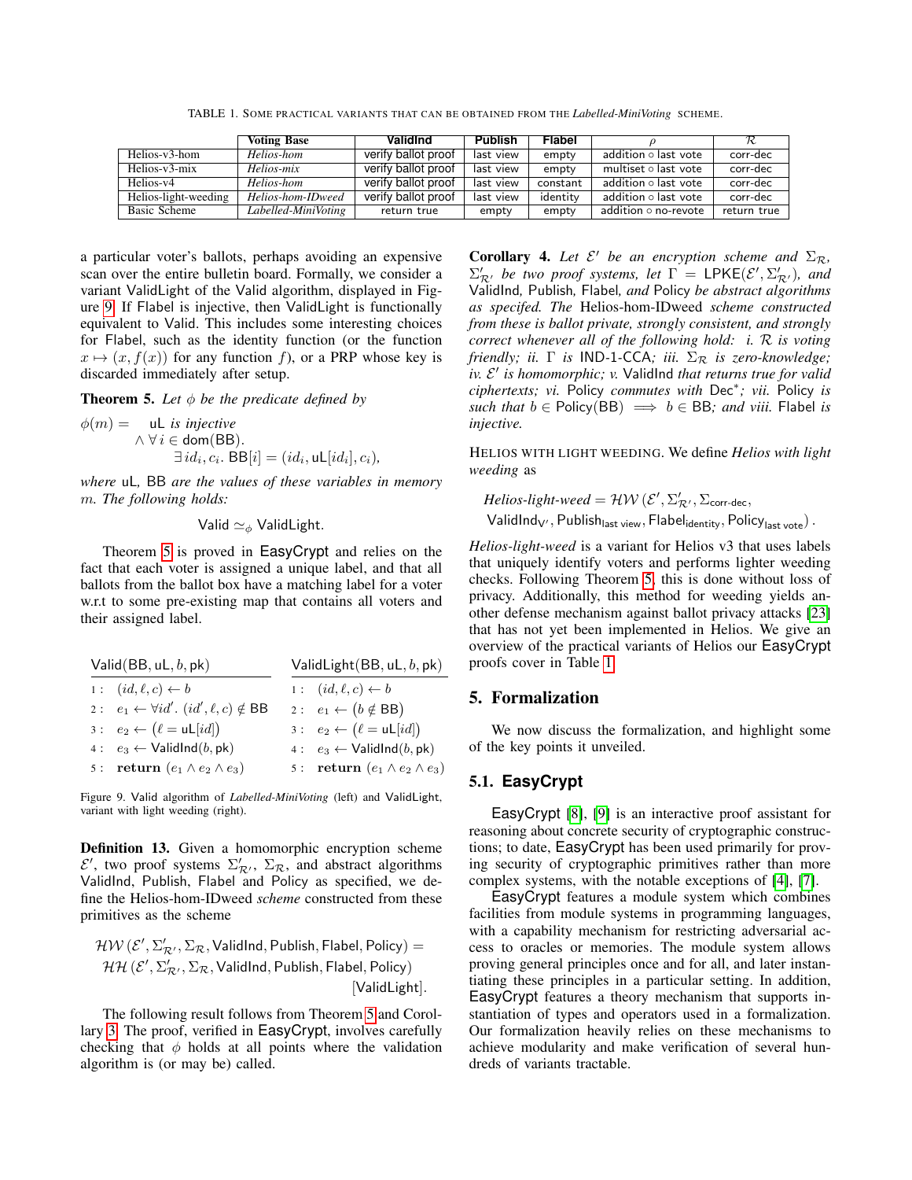TABLE 1. SOME PRACTICAL VARIANTS THAT CAN BE OBTAINED FROM THE *Labelled-MiniVoting* SCHEME.

| | Voting Base | ValidInd | Publish | Flabel | $\rho$ | $\mathcal{R}$ |
|---|---|---|---|---|---|---|
| Helios-v3-hom | *Helios-hom* | verify ballot proof | last view | empty | addition ∘ last vote | corr-dec |
| Helios-v3-mix | *Helios-mix* | verify ballot proof | last view | empty | multiset ∘ last vote | corr-dec |
| Helios-v4 | *Helios-hom* | verify ballot proof | last view | constant | addition ∘ last vote | corr-dec |
| Helios-light-weeding | *Helios-hom-IDweed* | verify ballot proof | last view | identity | addition ∘ last vote | corr-dec |
| Basic Scheme | *Labelled-MiniVoting* | return true | empty | empty | addition ∘ no-revote | return true |

a particular voter's ballots, perhaps avoiding an expensive scan over the entire bulletin board. Formally, we consider a variant ValidLight of the Valid algorithm, displayed in Figure 9. If Flabel is injective, then ValidLight is functionally equivalent to Valid. This includes some interesting choices for Flabel, such as the identity function (or the function $x \mapsto (x, f(x))$ for any function $f$), or a PRP whose key is discarded immediately after setup.

**Theorem 5.** *Let $\phi$ be the predicate defined by*

$$\phi(m) = \quad \mathsf{uL} \text{ is injective} \wedge \forall\, i \in \mathsf{dom}(\mathsf{BB}).\ \exists\, id_i, c_i.\ \mathsf{BB}[i] = (id_i, \mathsf{uL}[id_i], c_i),$$

*where* uL, BB *are the values of these variables in memory* $m$. *The following holds:*

$$\mathsf{Valid} \simeq_\phi \mathsf{ValidLight}.$$

Theorem 5 is proved in EasyCrypt and relies on the fact that each voter is assigned a unique label, and that all ballots from the ballot box have a matching label for a voter w.r.t to some pre-existing map that contains all voters and their assigned label.

```
Valid(BB, uL, b, pk)
1: (id, ℓ, c) ← b
2: e1 ← ∀id'. (id', ℓ, c) ∉ BB
3: e2 ← (ℓ = uL[id])
4: e3 ← ValidInd(b, pk)
5: return (e1 ∧ e2 ∧ e3)

ValidLight(BB, uL, b, pk)
1: (id, ℓ, c) ← b
2: e1 ← (b ∉ BB)
3: e2 ← (ℓ = uL[id])
4: e3 ← ValidInd(b, pk)
5: return (e1 ∧ e2 ∧ e3)
```

Figure 9. Valid algorithm of *Labelled-MiniVoting* (left) and ValidLight, variant with light weeding (right).

**Definition 13.** Given a homomorphic encryption scheme $\mathcal{E}'$, two proof systems $\Sigma'_{\mathcal{R}'}$, $\Sigma_{\mathcal{R}}$, and abstract algorithms ValidInd, Publish, Flabel and Policy as specified, we define the Helios-hom-IDweed *scheme* constructed from these primitives as the scheme

$$\mathcal{HW}(\mathcal{E}', \Sigma'_{\mathcal{R}'}, \Sigma_{\mathcal{R}}, \mathsf{ValidInd}, \mathsf{Publish}, \mathsf{Flabel}, \mathsf{Policy}) = \mathcal{HH}(\mathcal{E}', \Sigma'_{\mathcal{R}'}, \Sigma_{\mathcal{R}}, \mathsf{ValidInd}, \mathsf{Publish}, \mathsf{Flabel}, \mathsf{Policy})\ [\mathsf{ValidLight}].$$

The following result follows from Theorem 5 and Corollary 3. The proof, verified in EasyCrypt, involves carefully checking that $\phi$ holds at all points where the validation algorithm is (or may be) called.

**Corollary 4.** *Let $\mathcal{E}'$ be an encryption scheme and $\Sigma_{\mathcal{R}}$, $\Sigma'_{\mathcal{R}'}$ be two proof systems, let $\Gamma = \mathsf{LPKE}(\mathcal{E}', \Sigma'_{\mathcal{R}'})$, and* ValidInd*,* Publish*,* Flabel*, and* Policy *be abstract algorithms as specifed. The* Helios-hom-IDweed *scheme constructed from these is ballot private, strongly consistent, and strongly correct whenever all of the following hold: i. $\mathcal{R}$ is voting friendly; ii. $\Gamma$ is* IND-1-CCA*; iii. $\Sigma_{\mathcal{R}}$ is zero-knowledge; iv. $\mathcal{E}'$ is homomorphic; v.* ValidInd *that returns true for valid ciphertexts; vi.* Policy *commutes with* $\mathsf{Dec}^*$*; vii.* Policy *is such that* $b \in \mathsf{Policy}(\mathsf{BB}) \implies b \in \mathsf{BB}$*; and viii.* Flabel *is injective.*

HELIOS WITH LIGHT WEEDING. We define *Helios with light weeding* as

$$\textit{Helios-light-weed} = \mathcal{HW}(\mathcal{E}', \Sigma'_{\mathcal{R}'}, \Sigma_{\text{corr-dec}}, \mathsf{ValidInd}_{\mathsf{V}'}, \mathsf{Publish}_{\text{last view}}, \mathsf{Flabel}_{\text{identity}}, \mathsf{Policy}_{\text{last vote}}).$$

*Helios-light-weed* is a variant for Helios v3 that uses labels that uniquely identify voters and performs lighter weeding checks. Following Theorem 5, this is done without loss of privacy. Additionally, this method for weeding yields another defense mechanism against ballot privacy attacks [23] that has not yet been implemented in Helios. We give an overview of the practical variants of Helios our EasyCrypt proofs cover in Table 1.

## 5. Formalization

We now discuss the formalization, and highlight some of the key points it unveiled.

### 5.1. EasyCrypt

EasyCrypt [8], [9] is an interactive proof assistant for reasoning about concrete security of cryptographic constructions; to date, EasyCrypt has been used primarily for proving security of cryptographic primitives rather than more complex systems, with the notable exceptions of [4], [7].

EasyCrypt features a module system which combines facilities from module systems in programming languages, with a capability mechanism for restricting adversarial access to oracles or memories. The module system allows proving general principles once and for all, and later instantiating these principles in a particular setting. In addition, EasyCrypt features a theory mechanism that supports instantiation of types and operators used in a formalization. Our formalization heavily relies on these mechanisms to achieve modularity and make verification of several hundreds of variants tractable.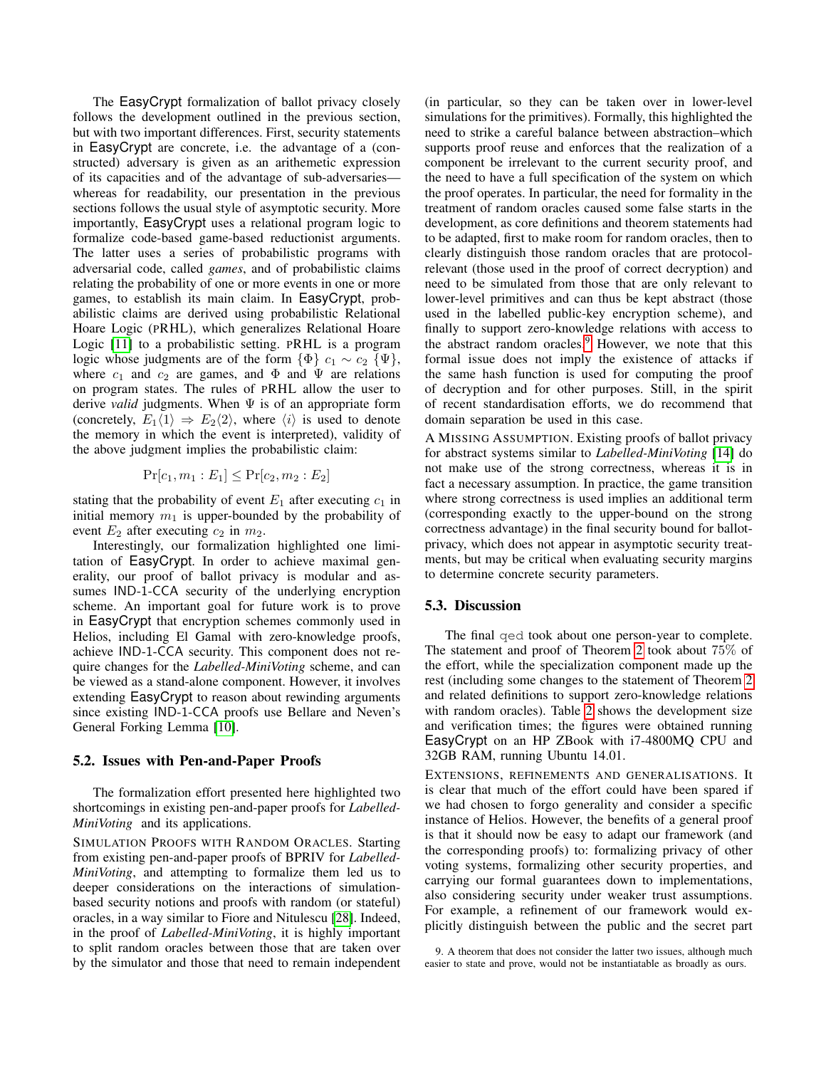The EasyCrypt formalization of ballot privacy closely follows the development outlined in the previous section, but with two important differences. First, security statements in EasyCrypt are concrete, i.e. the advantage of a (constructed) adversary is given as an arithemetic expression of its capacities and of the advantage of sub-adversaries—whereas for readability, our presentation in the previous sections follows the usual style of asymptotic security. More importantly, EasyCrypt uses a relational program logic to formalize code-based game-based reductionist arguments. The latter uses a series of probabilistic programs with adversarial code, called *games*, and of probabilistic claims relating the probability of one or more events in one or more games, to establish its main claim. In EasyCrypt, probabilistic claims are derived using probabilistic Relational Hoare Logic (PRHL), which generalizes Relational Hoare Logic [11] to a probabilistic setting. PRHL is a program logic whose judgments are of the form $\{\Phi\}\ c_1 \sim c_2\ \{\Psi\}$, where $c_1$ and $c_2$ are games, and $\Phi$ and $\Psi$ are relations on program states. The rules of PRHL allow the user to derive *valid* judgments. When $\Psi$ is of an appropriate form (concretely, $E_1\langle 1\rangle \Rightarrow E_2\langle 2\rangle$, where $\langle i\rangle$ is used to denote the memory in which the event is interpreted), validity of the above judgment implies the probabilistic claim:

$$\Pr[c_1, m_1 : E_1] \leq \Pr[c_2, m_2 : E_2]$$

stating that the probability of event $E_1$ after executing $c_1$ in initial memory $m_1$ is upper-bounded by the probability of event $E_2$ after executing $c_2$ in $m_2$.

Interestingly, our formalization highlighted one limitation of EasyCrypt. In order to achieve maximal generality, our proof of ballot privacy is modular and assumes IND-1-CCA security of the underlying encryption scheme. An important goal for future work is to prove in EasyCrypt that encryption schemes commonly used in Helios, including El Gamal with zero-knowledge proofs, achieve IND-1-CCA security. This component does not require changes for the *Labelled-MiniVoting* scheme, and can be viewed as a stand-alone component. However, it involves extending EasyCrypt to reason about rewinding arguments since existing IND-1-CCA proofs use Bellare and Neven's General Forking Lemma [10].

## 5.2. Issues with Pen-and-Paper Proofs

The formalization effort presented here highlighted two shortcomings in existing pen-and-paper proofs for *Labelled-MiniVoting* and its applications.

SIMULATION PROOFS WITH RANDOM ORACLES. Starting from existing pen-and-paper proofs of BPRIV for *Labelled-MiniVoting*, and attempting to formalize them led us to deeper considerations on the interactions of simulation-based security notions and proofs with random (or stateful) oracles, in a way similar to Fiore and Nitulescu [28]. Indeed, in the proof of *Labelled-MiniVoting*, it is highly important to split random oracles between those that are taken over by the simulator and those that need to remain independent (in particular, so they can be taken over in lower-level simulations for the primitives). Formally, this highlighted the need to strike a careful balance between abstraction–which supports proof reuse and enforces that the realization of a component be irrelevant to the current security proof, and the need to have a full specification of the system on which the proof operates. In particular, the need for formality in the treatment of random oracles caused some false starts in the development, as core definitions and theorem statements had to be adapted, first to make room for random oracles, then to clearly distinguish those random oracles that are protocol-relevant (those used in the proof of correct decryption) and need to be simulated from those that are only relevant to lower-level primitives and can thus be kept abstract (those used in the labelled public-key encryption scheme), and finally to support zero-knowledge relations with access to the abstract random oracles.[9] However, we note that this formal issue does not imply the existence of attacks if the same hash function is used for computing the proof of decryption and for other purposes. Still, in the spirit of recent standardisation efforts, we do recommend that domain separation be used in this case.

A MISSING ASSUMPTION. Existing proofs of ballot privacy for abstract systems similar to *Labelled-MiniVoting* [14] do not make use of the strong correctness, whereas it is in fact a necessary assumption. In practice, the game transition where strong correctness is used implies an additional term (corresponding exactly to the upper-bound on the strong correctness advantage) in the final security bound for ballot-privacy, which does not appear in asymptotic security treatments, but may be critical when evaluating security margins to determine concrete security parameters.

## 5.3. Discussion

The final `qed` took about one person-year to complete. The statement and proof of Theorem 2 took about 75% of the effort, while the specialization component made up the rest (including some changes to the statement of Theorem 2 and related definitions to support zero-knowledge relations with random oracles). Table 2 shows the development size and verification times; the figures were obtained running EasyCrypt on an HP ZBook with i7-4800MQ CPU and 32GB RAM, running Ubuntu 14.01.

EXTENSIONS, REFINEMENTS AND GENERALISATIONS. It is clear that much of the effort could have been spared if we had chosen to forgo generality and consider a specific instance of Helios. However, the benefits of a general proof is that it should now be easy to adapt our framework (and the corresponding proofs) to: formalizing privacy of other voting systems, formalizing other security properties, and carrying our formal guarantees down to implementations, also considering security under weaker trust assumptions. For example, a refinement of our framework would explicitly distinguish between the public and the secret part

9. A theorem that does not consider the latter two issues, although much easier to state and prove, would not be instantiatable as broadly as ours.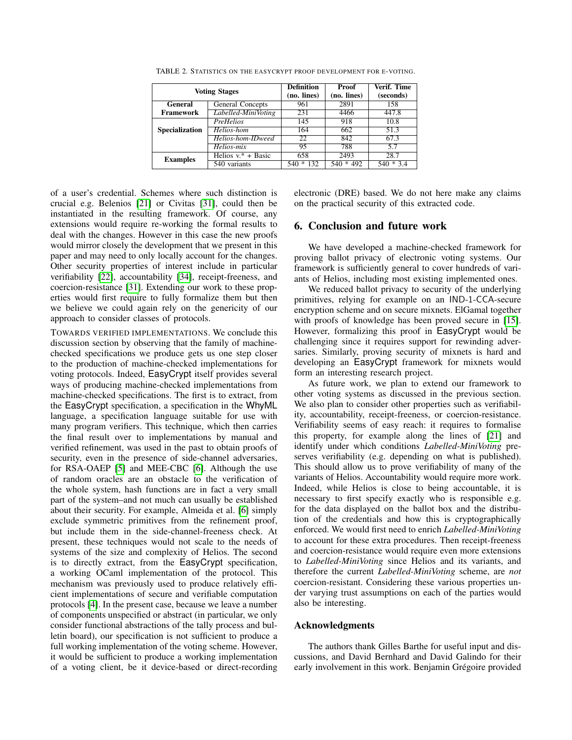TABLE 2. STATISTICS ON THE EASYCRYPT PROOF DEVELOPMENT FOR E-VOTING.

| Voting Stages | | Definition (no. lines) | Proof (no. lines) | Verif. Time (seconds) |
|---|---|---|---|---|
| **General Framework** | General Concepts | 961 | 2891 | 158 |
| | *Labelled-MiniVoting* | 231 | 4466 | 447.8 |
| **Specialization** | *PreHelios* | 145 | 918 | 10.8 |
| | *Helios-hom* | 164 | 662 | 51.3 |
| | *Helios-hom-IDweed* | 22 | 842 | 67.3 |
| | *Helios-mix* | 95 | 788 | 5.7 |
| **Examples** | Helios v.* + Basic | 658 | 2493 | 28.7 |
| | 540 variants | 540 * 132 | 540 * 492 | 540 * 3.4 |

of a user's credential. Schemes where such distinction is crucial e.g. Belenios [21] or Civitas [31], could then be instantiated in the resulting framework. Of course, any extensions would require re-working the formal results to deal with the changes. However in this case the new proofs would mirror closely the development that we present in this paper and may need to only locally account for the changes. Other security properties of interest include in particular verifiability [22], accountability [34], receipt-freeness, and coercion-resistance [31]. Extending our work to these properties would first require to fully formalize them but then we believe we could again rely on the genericity of our approach to consider classes of protocols.

TOWARDS VERIFIED IMPLEMENTATIONS. We conclude this discussion section by observing that the family of machine-checked specifications we produce gets us one step closer to the production of machine-checked implementations for voting protocols. Indeed, EasyCrypt itself provides several ways of producing machine-checked implementations from machine-checked specifications. The first is to extract, from the EasyCrypt specification, a specification in the WhyML language, a specification language suitable for use with many program verifiers. This technique, which then carries the final result over to implementations by manual and verified refinement, was used in the past to obtain proofs of security, even in the presence of side-channel adversaries, for RSA-OAEP [5] and MEE-CBC [6]. Although the use of random oracles are an obstacle to the verification of the whole system, hash functions are in fact a very small part of the system–and not much can usually be established about their security. For example, Almeida et al. [6] simply exclude symmetric primitives from the refinement proof, but include them in the side-channel-freeness check. At present, these techniques would not scale to the needs of systems of the size and complexity of Helios. The second is to directly extract, from the EasyCrypt specification, a working OCaml implementation of the protocol. This mechanism was previously used to produce relatively efficient implementations of secure and verifiable computation protocols [4]. In the present case, because we leave a number of components unspecified or abstract (in particular, we only consider functional abstractions of the tally process and bulletin board), our specification is not sufficient to produce a full working implementation of the voting scheme. However, it would be sufficient to produce a working implementation of a voting client, be it device-based or direct-recording electronic (DRE) based. We do not here make any claims on the practical security of this extracted code.

## 6. Conclusion and future work

We have developed a machine-checked framework for proving ballot privacy of electronic voting systems. Our framework is sufficiently general to cover hundreds of variants of Helios, including most existing implemented ones.

We reduced ballot privacy to security of the underlying primitives, relying for example on an IND-1-CCA-secure encryption scheme and on secure mixnets. ElGamal together with proofs of knowledge has been proved secure in [15]. However, formalizing this proof in EasyCrypt would be challenging since it requires support for rewinding adversaries. Similarly, proving security of mixnets is hard and developing an EasyCrypt framework for mixnets would form an interesting research project.

As future work, we plan to extend our framework to other voting systems as discussed in the previous section. We also plan to consider other properties such as verifiability, accountability, receipt-freeness, or coercion-resistance. Verifiability seems of easy reach: it requires to formalise this property, for example along the lines of [21] and identify under which conditions *Labelled-MiniVoting* preserves verifiability (e.g. depending on what is published). This should allow us to prove verifiability of many of the variants of Helios. Accountability would require more work. Indeed, while Helios is close to being accountable, it is necessary to first specify exactly who is responsible e.g. for the data displayed on the ballot box and the distribution of the credentials and how this is cryptographically enforced. We would first need to enrich *Labelled-MiniVoting* to account for these extra procedures. Then receipt-freeness and coercion-resistance would require even more extensions to *Labelled-MiniVoting* since Helios and its variants, and therefore the current *Labelled-MiniVoting* scheme, are *not* coercion-resistant. Considering these various properties under varying trust assumptions on each of the parties would also be interesting.

## Acknowledgments

The authors thank Gilles Barthe for useful input and discussions, and David Bernhard and David Galindo for their early involvement in this work. Benjamin Grégoire provided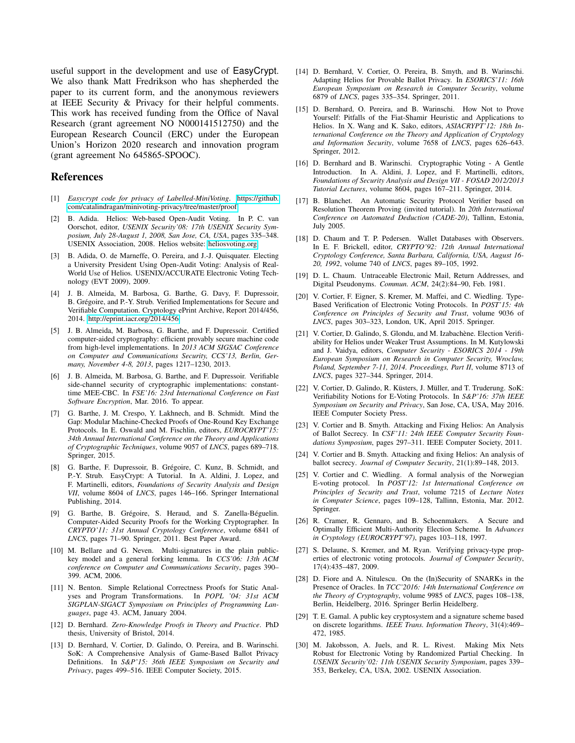useful support in the development and use of EasyCrypt. We also thank Matt Fredrikson who has shepherded the paper to its current form, and the anonymous reviewers at IEEE Security & Privacy for their helpful comments. This work has received funding from the Office of Naval Research (grant agreement NO N000141512750) and the European Research Council (ERC) under the European Union's Horizon 2020 research and innovation program (grant agreement No 645865-SPOOC).

## References

[1] *Easycrypt code for privacy of Labelled-MiniVoting*. https://github.com/catalindragan/minivoting-privacy/tree/master/proof.

[2] B. Adida. Helios: Web-based Open-Audit Voting. In P. C. van Oorschot, editor, *USENIX Security'08: 17th USENIX Security Symposium, July 28-August 1, 2008, San Jose, CA, USA*, pages 335–348. USENIX Association, 2008. Helios website: heliosvoting.org.

[3] B. Adida, O. de Marneffe, O. Pereira, and J.-J. Quisquater. Electing a University President Using Open-Audit Voting: Analysis of Real-World Use of Helios. USENIX/ACCURATE Electronic Voting Technology (EVT 2009), 2009.

[4] J. B. Almeida, M. Barbosa, G. Barthe, G. Davy, F. Dupressoir, B. Grégoire, and P.-Y. Strub. Verified Implementations for Secure and Verifiable Computation. Cryptology ePrint Archive, Report 2014/456, 2014. http://eprint.iacr.org/2014/456.

[5] J. B. Almeida, M. Barbosa, G. Barthe, and F. Dupressoir. Certified computer-aided cryptography: efficient provably secure machine code from high-level implementations. In *2013 ACM SIGSAC Conference on Computer and Communications Security, CCS'13, Berlin, Germany, November 4-8, 2013*, pages 1217–1230, 2013.

[6] J. B. Almeida, M. Barbosa, G. Barthe, and F. Dupressoir. Verifiable side-channel security of cryptographic implementations: constant-time MEE-CBC. In *FSE'16: 23rd International Conference on Fast Software Encryption*, Mar. 2016. To appear.

[7] G. Barthe, J. M. Crespo, Y. Lakhnech, and B. Schmidt. Mind the Gap: Modular Machine-Checked Proofs of One-Round Key Exchange Protocols. In E. Oswald and M. Fischlin, editors, *EUROCRYPT'15: 34th Annual International Conference on the Theory and Applications of Cryptographic Techniques*, volume 9057 of *LNCS*, pages 689–718. Springer, 2015.

[8] G. Barthe, F. Dupressoir, B. Grégoire, C. Kunz, B. Schmidt, and P.-Y. Strub. EasyCrypt: A Tutorial. In A. Aldini, J. Lopez, and F. Martinelli, editors, *Foundations of Security Analysis and Design VII*, volume 8604 of *LNCS*, pages 146–166. Springer International Publishing, 2014.

[9] G. Barthe, B. Grégoire, S. Heraud, and S. Zanella-Béguelin. Computer-Aided Security Proofs for the Working Cryptographer. In *CRYPTO'11: 31st Annual Cryptology Conference*, volume 6841 of *LNCS*, pages 71–90. Springer, 2011. Best Paper Award.

[10] M. Bellare and G. Neven. Multi-signatures in the plain public-key model and a general forking lemma. In *CCS'06: 13th ACM conference on Computer and Communications Security*, pages 390–399. ACM, 2006.

[11] N. Benton. Simple Relational Correctness Proofs for Static Analyses and Program Transformations. In *POPL '04: 31st ACM SIGPLAN-SIGACT Symposium on Principles of Programming Languages*, page 43. ACM, January 2004.

[12] D. Bernhard. *Zero-Knowledge Proofs in Theory and Practice*. PhD thesis, University of Bristol, 2014.

[13] D. Bernhard, V. Cortier, D. Galindo, O. Pereira, and B. Warinschi. SoK: A Comprehensive Analysis of Game-Based Ballot Privacy Definitions. In *S&P'15: 36th IEEE Symposium on Security and Privacy*, pages 499–516. IEEE Computer Society, 2015.

[14] D. Bernhard, V. Cortier, O. Pereira, B. Smyth, and B. Warinschi. Adapting Helios for Provable Ballot Privacy. In *ESORICS'11: 16th European Symposium on Research in Computer Security*, volume 6879 of *LNCS*, pages 335–354. Springer, 2011.

[15] D. Bernhard, O. Pereira, and B. Warinschi. How Not to Prove Yourself: Pitfalls of the Fiat-Shamir Heuristic and Applications to Helios. In X. Wang and K. Sako, editors, *ASIACRYPT'12: 18th International Conference on the Theory and Application of Cryptology and Information Security*, volume 7658 of *LNCS*, pages 626–643. Springer, 2012.

[16] D. Bernhard and B. Warinschi. Cryptographic Voting - A Gentle Introduction. In A. Aldini, J. Lopez, and F. Martinelli, editors, *Foundations of Security Analysis and Design VII - FOSAD 2012/2013 Tutorial Lectures*, volume 8604, pages 167–211. Springer, 2014.

[17] B. Blanchet. An Automatic Security Protocol Verifier based on Resolution Theorem Proving (invited tutorial). In *20th International Conference on Automated Deduction (CADE-20)*, Tallinn, Estonia, July 2005.

[18] D. Chaum and T. P. Pedersen. Wallet Databases with Observers. In E. F. Brickell, editor, *CRYPTO'92: 12th Annual International Cryptology Conference, Santa Barbara, California, USA, August 16-20, 1992*, volume 740 of *LNCS*, pages 89–105, 1992.

[19] D. L. Chaum. Untraceable Electronic Mail, Return Addresses, and Digital Pseudonyms. *Commun. ACM*, 24(2):84–90, Feb. 1981.

[20] V. Cortier, F. Eigner, S. Kremer, M. Maffei, and C. Wiedling. Type-Based Verification of Electronic Voting Protocols. In *POST'15: 4th Conference on Principles of Security and Trust*, volume 9036 of *LNCS*, pages 303–323, London, UK, April 2015. Springer.

[21] V. Cortier, D. Galindo, S. Glondu, and M. Izabachène. Election Verifiability for Helios under Weaker Trust Assumptions. In M. Kutylowski and J. Vaidya, editors, *Computer Security - ESORICS 2014 - 19th European Symposium on Research in Computer Security, Wroclaw, Poland, September 7-11, 2014. Proceedings, Part II*, volume 8713 of *LNCS*, pages 327–344. Springer, 2014.

[22] V. Cortier, D. Galindo, R. Küsters, J. Müller, and T. Truderung. SoK: Verifiability Notions for E-Voting Protocols. In *S&P'16: 37th IEEE Symposium on Security and Privacy*, San Jose, CA, USA, May 2016. IEEE Computer Society Press.

[23] V. Cortier and B. Smyth. Attacking and Fixing Helios: An Analysis of Ballot Secrecy. In *CSF'11: 24th IEEE Computer Security Foundations Symposium*, pages 297–311. IEEE Computer Society, 2011.

[24] V. Cortier and B. Smyth. Attacking and fixing Helios: An analysis of ballot secrecy. *Journal of Computer Security*, 21(1):89–148, 2013.

[25] V. Cortier and C. Wiedling. A formal analysis of the Norwegian E-voting protocol. In *POST'12: 1st International Conference on Principles of Security and Trust*, volume 7215 of *Lecture Notes in Computer Science*, pages 109–128, Tallinn, Estonia, Mar. 2012. Springer.

[26] R. Cramer, R. Gennaro, and B. Schoenmakers. A Secure and Optimally Efficient Multi-Authority Election Scheme. In *Advances in Cryptology (EUROCRYPT'97)*, pages 103–118, 1997.

[27] S. Delaune, S. Kremer, and M. Ryan. Verifying privacy-type properties of electronic voting protocols. *Journal of Computer Security*, 17(4):435–487, 2009.

[28] D. Fiore and A. Nitulescu. On the (In)Security of SNARKs in the Presence of Oracles. In *TCC'2016: 14th International Conference on the Theory of Cryptography*, volume 9985 of *LNCS*, pages 108–138, Berlin, Heidelberg, 2016. Springer Berlin Heidelberg.

[29] T. E. Gamal. A public key cryptosystem and a signature scheme based on discrete logarithms. *IEEE Trans. Information Theory*, 31(4):469–472, 1985.

[30] M. Jakobsson, A. Juels, and R. L. Rivest. Making Mix Nets Robust for Electronic Voting by Randomized Partial Checking. In *USENIX Security'02: 11th USENIX Security Symposium*, pages 339–353, Berkeley, CA, USA, 2002. USENIX Association.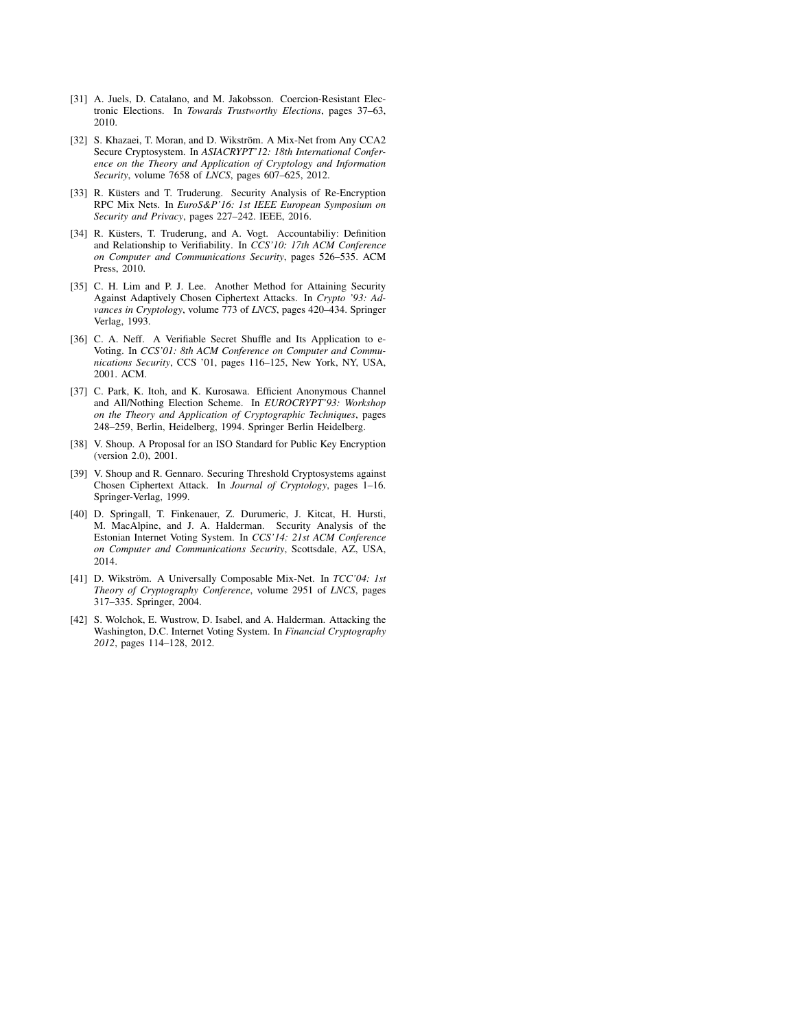[31] A. Juels, D. Catalano, and M. Jakobsson. Coercion-Resistant Electronic Elections. In *Towards Trustworthy Elections*, pages 37–63, 2010.

[32] S. Khazaei, T. Moran, and D. Wikström. A Mix-Net from Any CCA2 Secure Cryptosystem. In *ASIACRYPT'12: 18th International Conference on the Theory and Application of Cryptology and Information Security*, volume 7658 of *LNCS*, pages 607–625, 2012.

[33] R. Küsters and T. Truderung. Security Analysis of Re-Encryption RPC Mix Nets. In *EuroS&P'16: 1st IEEE European Symposium on Security and Privacy*, pages 227–242. IEEE, 2016.

[34] R. Küsters, T. Truderung, and A. Vogt. Accountabiliy: Definition and Relationship to Verifiability. In *CCS'10: 17th ACM Conference on Computer and Communications Security*, pages 526–535. ACM Press, 2010.

[35] C. H. Lim and P. J. Lee. Another Method for Attaining Security Against Adaptively Chosen Ciphertext Attacks. In *Crypto '93: Advances in Cryptology*, volume 773 of *LNCS*, pages 420–434. Springer Verlag, 1993.

[36] C. A. Neff. A Verifiable Secret Shuffle and Its Application to e-Voting. In *CCS'01: 8th ACM Conference on Computer and Communications Security*, CCS '01, pages 116–125, New York, NY, USA, 2001. ACM.

[37] C. Park, K. Itoh, and K. Kurosawa. Efficient Anonymous Channel and All/Nothing Election Scheme. In *EUROCRYPT'93: Workshop on the Theory and Application of Cryptographic Techniques*, pages 248–259, Berlin, Heidelberg, 1994. Springer Berlin Heidelberg.

[38] V. Shoup. A Proposal for an ISO Standard for Public Key Encryption (version 2.0), 2001.

[39] V. Shoup and R. Gennaro. Securing Threshold Cryptosystems against Chosen Ciphertext Attack. In *Journal of Cryptology*, pages 1–16. Springer-Verlag, 1999.

[40] D. Springall, T. Finkenauer, Z. Durumeric, J. Kitcat, H. Hursti, M. MacAlpine, and J. A. Halderman. Security Analysis of the Estonian Internet Voting System. In *CCS'14: 21st ACM Conference on Computer and Communications Security*, Scottsdale, AZ, USA, 2014.

[41] D. Wikström. A Universally Composable Mix-Net. In *TCC'04: 1st Theory of Cryptography Conference*, volume 2951 of *LNCS*, pages 317–335. Springer, 2004.

[42] S. Wolchok, E. Wustrow, D. Isabel, and A. Halderman. Attacking the Washington, D.C. Internet Voting System. In *Financial Cryptography 2012*, pages 114–128, 2012.